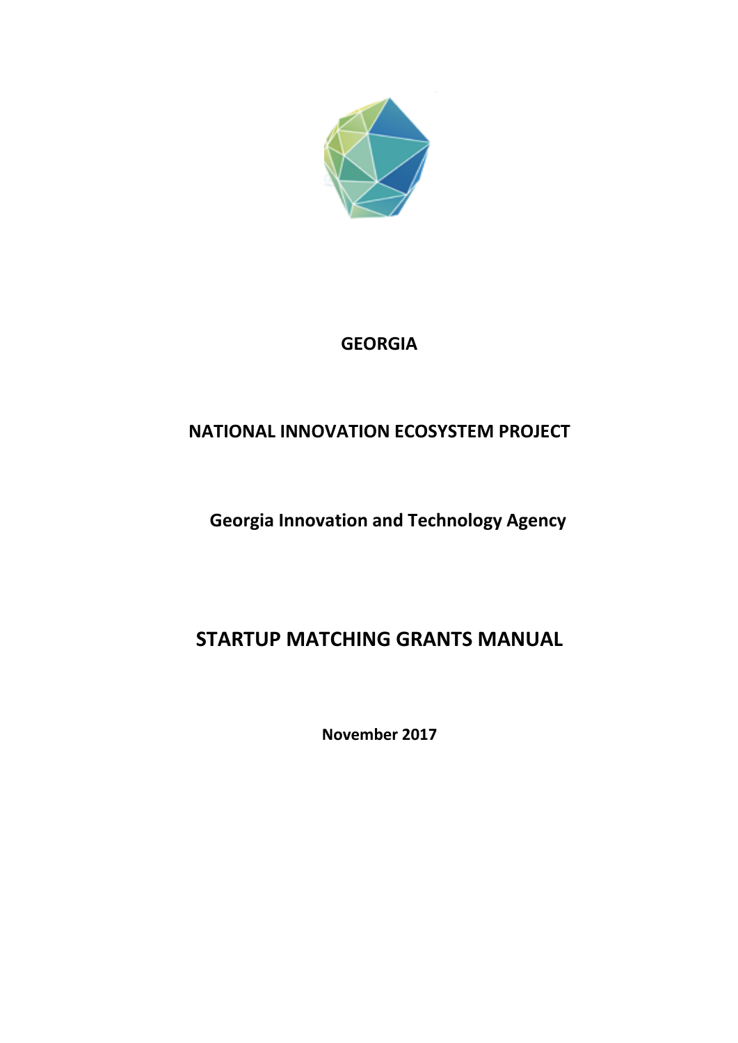**GEORGIA**

**NATIONAL INNOVATION ECOSYSTEM PROJECT**

**Georgia Innovation and Technology Agency**

# STARTUP MATCHING GRANTS MANUAL

**November 2017**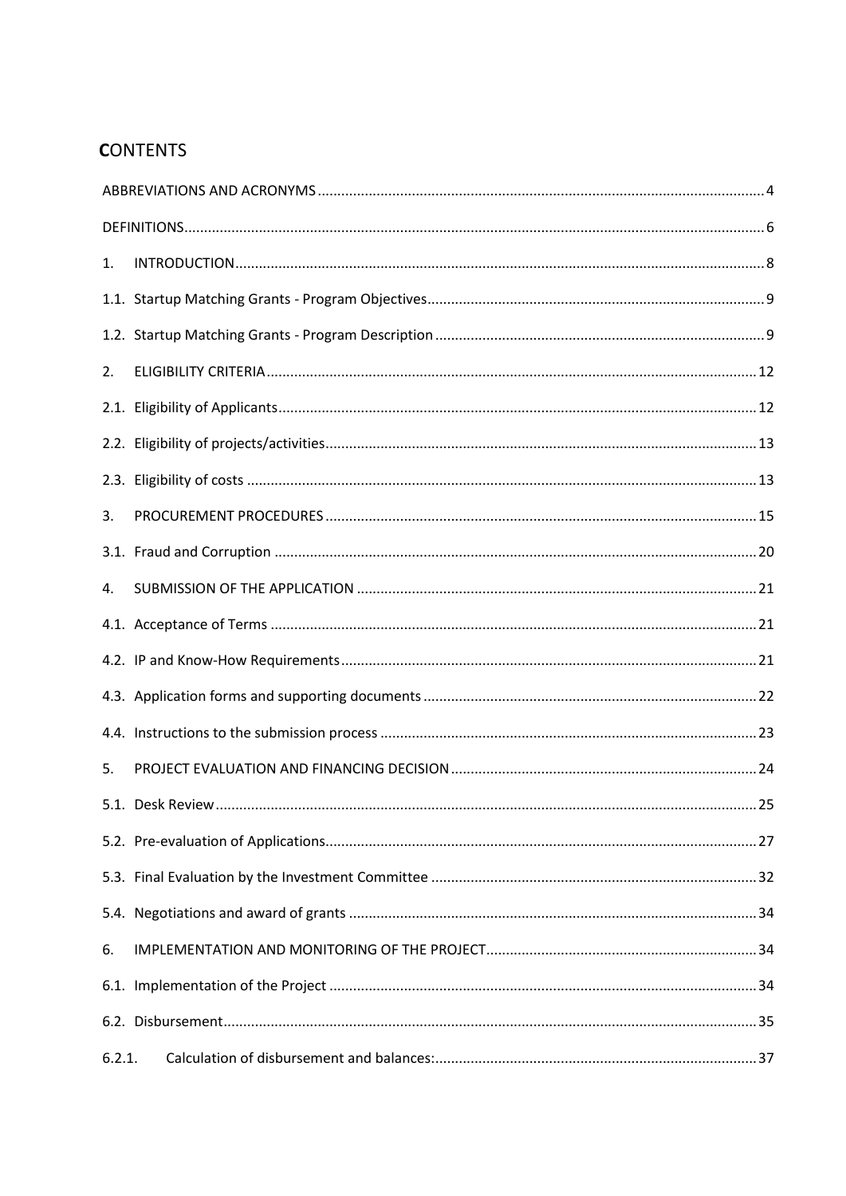## CONTENTS

ABBREVIATIONS AND ACRONYMS ........................................................................................................ 4

DEFINITIONS ........................................................................................................................................ 6

1. INTRODUCTION ................................................................................................................................ 8

1.1. Startup Matching Grants - Program Objectives ................................................................................ 9

1.2. Startup Matching Grants - Program Description ............................................................................... 9

2. ELIGIBILITY CRITERIA ..................................................................................................................... 12

2.1. Eligibility of Applicants .................................................................................................................. 12

2.2. Eligibility of projects/activities ........................................................................................................ 13

2.3. Eligibility of costs ......................................................................................................................... 13

3. PROCUREMENT PROCEDURES ....................................................................................................... 15

3.1. Fraud and Corruption ................................................................................................................... 20

4. SUBMISSION OF THE APPLICATION ............................................................................................... 21

4.1. Acceptance of Terms .................................................................................................................... 21

4.2. IP and Know-How Requirements .................................................................................................. 21

4.3. Application forms and supporting documents ............................................................................... 22

4.4. Instructions to the submission process ......................................................................................... 23

5. PROJECT EVALUATION AND FINANCING DECISION ....................................................................... 24

5.1. Desk Review ................................................................................................................................. 25

5.2. Pre-evaluation of Applications ...................................................................................................... 27

5.3. Final Evaluation by the Investment Committee ............................................................................ 32

5.4. Negotiations and award of grants ................................................................................................. 34

6. IMPLEMENTATION AND MONITORING OF THE PROJECT ............................................................... 34

6.1. Implementation of the Project ...................................................................................................... 34

6.2. Disbursement ................................................................................................................................ 35

6.2.1. Calculation of disbursement and balances: .................................................................................. 37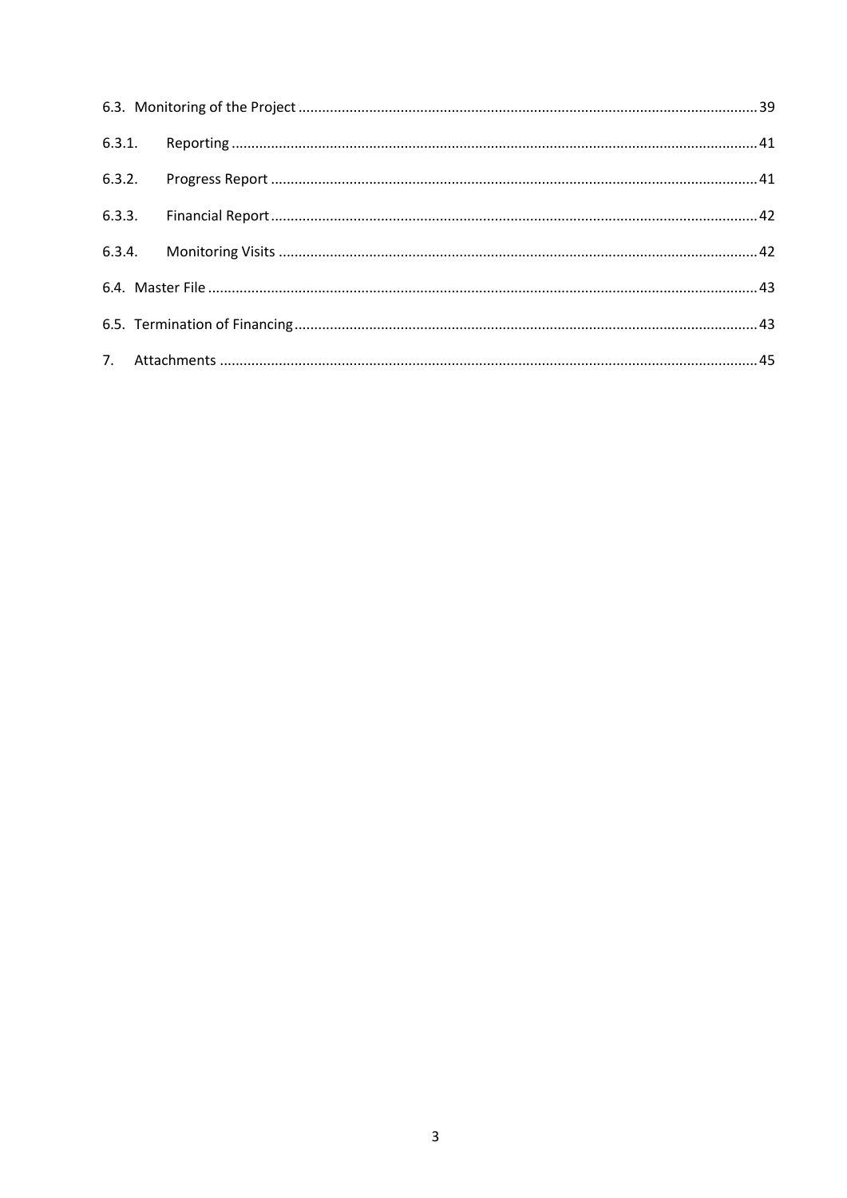6.3. Monitoring of the Project ........................................................................................................................ 39

6.3.1. Reporting ........................................................................................................................ 41

6.3.2. Progress Report ........................................................................................................................ 41

6.3.3. Financial Report ........................................................................................................................ 42

6.3.4. Monitoring Visits ........................................................................................................................ 42

6.4. Master File ........................................................................................................................ 43

6.5. Termination of Financing ........................................................................................................................ 43

7. Attachments ........................................................................................................................ 45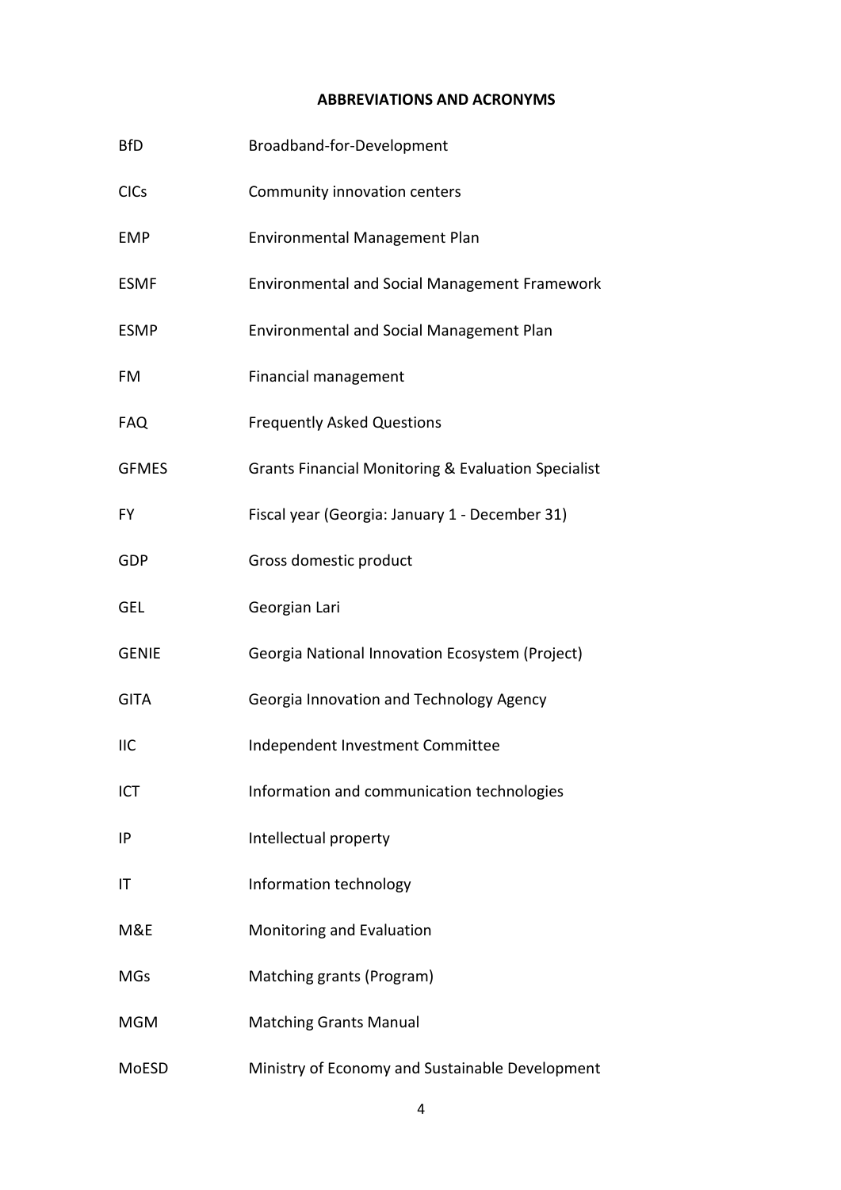## ABBREVIATIONS AND ACRONYMS

| | |
|---|---|
| BfD | Broadband-for-Development |
| CICs | Community innovation centers |
| EMP | Environmental Management Plan |
| ESMF | Environmental and Social Management Framework |
| ESMP | Environmental and Social Management Plan |
| FM | Financial management |
| FAQ | Frequently Asked Questions |
| GFMES | Grants Financial Monitoring & Evaluation Specialist |
| FY | Fiscal year (Georgia: January 1 - December 31) |
| GDP | Gross domestic product |
| GEL | Georgian Lari |
| GENIE | Georgia National Innovation Ecosystem (Project) |
| GITA | Georgia Innovation and Technology Agency |
| IIC | Independent Investment Committee |
| ICT | Information and communication technologies |
| IP | Intellectual property |
| IT | Information technology |
| M&E | Monitoring and Evaluation |
| MGs | Matching grants (Program) |
| MGM | Matching Grants Manual |
| MoESD | Ministry of Economy and Sustainable Development |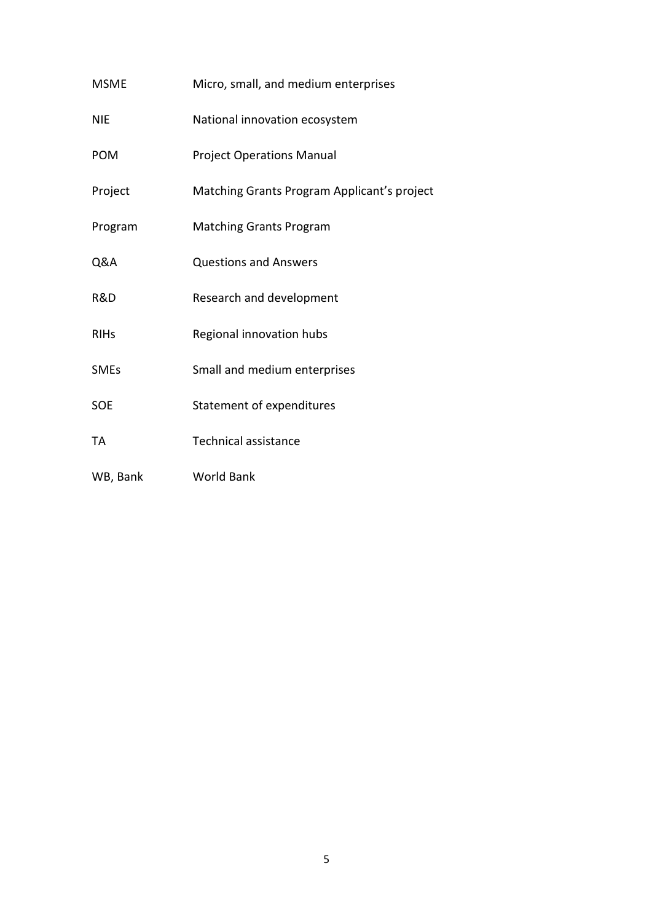| | |
|---|---|
| MSME | Micro, small, and medium enterprises |
| NIE | National innovation ecosystem |
| POM | Project Operations Manual |
| Project | Matching Grants Program Applicant's project |
| Program | Matching Grants Program |
| Q&A | Questions and Answers |
| R&D | Research and development |
| RIHs | Regional innovation hubs |
| SMEs | Small and medium enterprises |
| SOE | Statement of expenditures |
| TA | Technical assistance |
| WB, Bank | World Bank |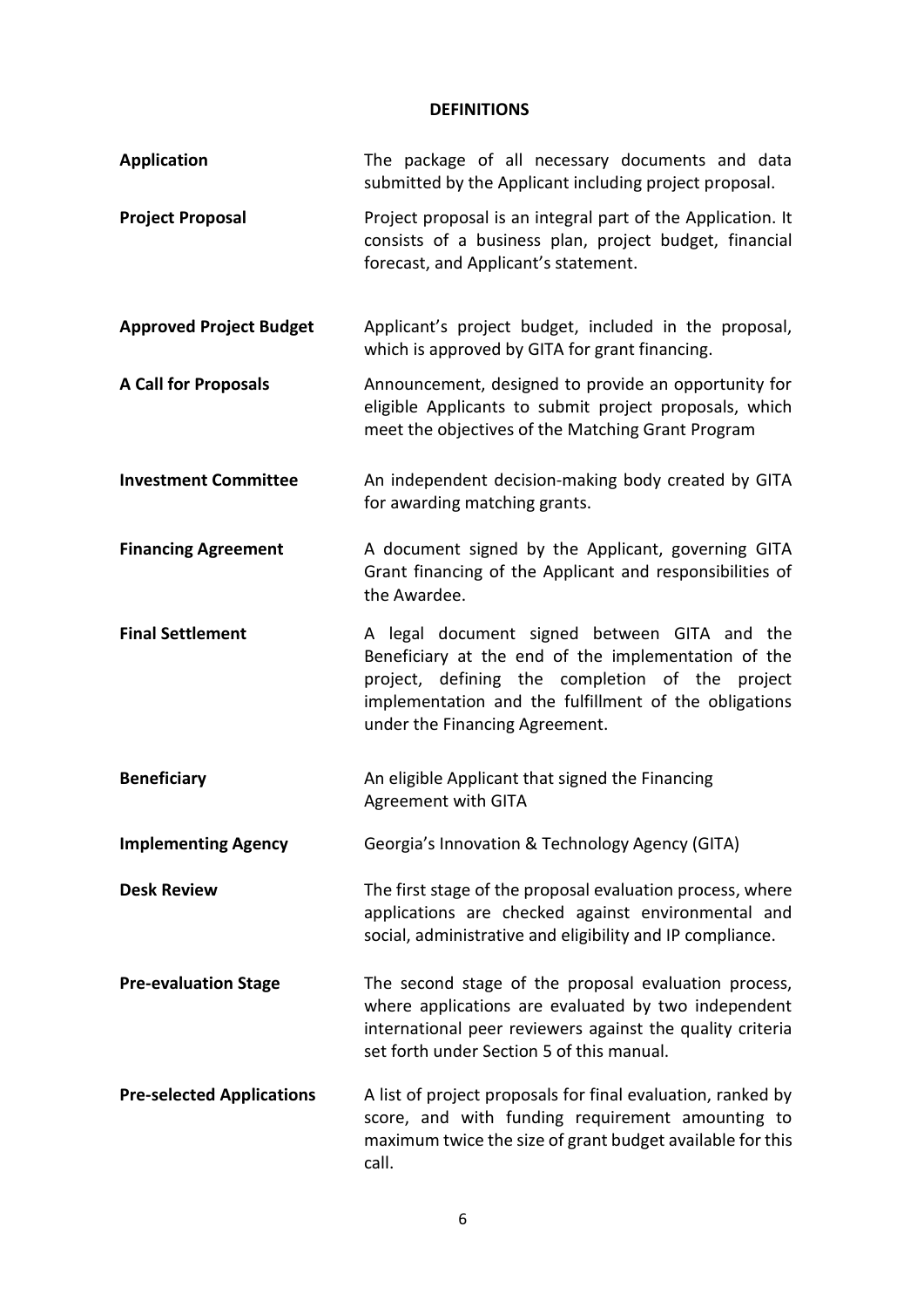## DEFINITIONS

**Application** — The package of all necessary documents and data submitted by the Applicant including project proposal.

**Project Proposal** — Project proposal is an integral part of the Application. It consists of a business plan, project budget, financial forecast, and Applicant's statement.

**Approved Project Budget** — Applicant's project budget, included in the proposal, which is approved by GITA for grant financing.

**A Call for Proposals** — Announcement, designed to provide an opportunity for eligible Applicants to submit project proposals, which meet the objectives of the Matching Grant Program

**Investment Committee** — An independent decision-making body created by GITA for awarding matching grants.

**Financing Agreement** — A document signed by the Applicant, governing GITA Grant financing of the Applicant and responsibilities of the Awardee.

**Final Settlement** — A legal document signed between GITA and the Beneficiary at the end of the implementation of the project, defining the completion of the project implementation and the fulfillment of the obligations under the Financing Agreement.

**Beneficiary** — An eligible Applicant that signed the Financing Agreement with GITA

**Implementing Agency** — Georgia's Innovation & Technology Agency (GITA)

**Desk Review** — The first stage of the proposal evaluation process, where applications are checked against environmental and social, administrative and eligibility and IP compliance.

**Pre-evaluation Stage** — The second stage of the proposal evaluation process, where applications are evaluated by two independent international peer reviewers against the quality criteria set forth under Section 5 of this manual.

**Pre-selected Applications** — A list of project proposals for final evaluation, ranked by score, and with funding requirement amounting to maximum twice the size of grant budget available for this call.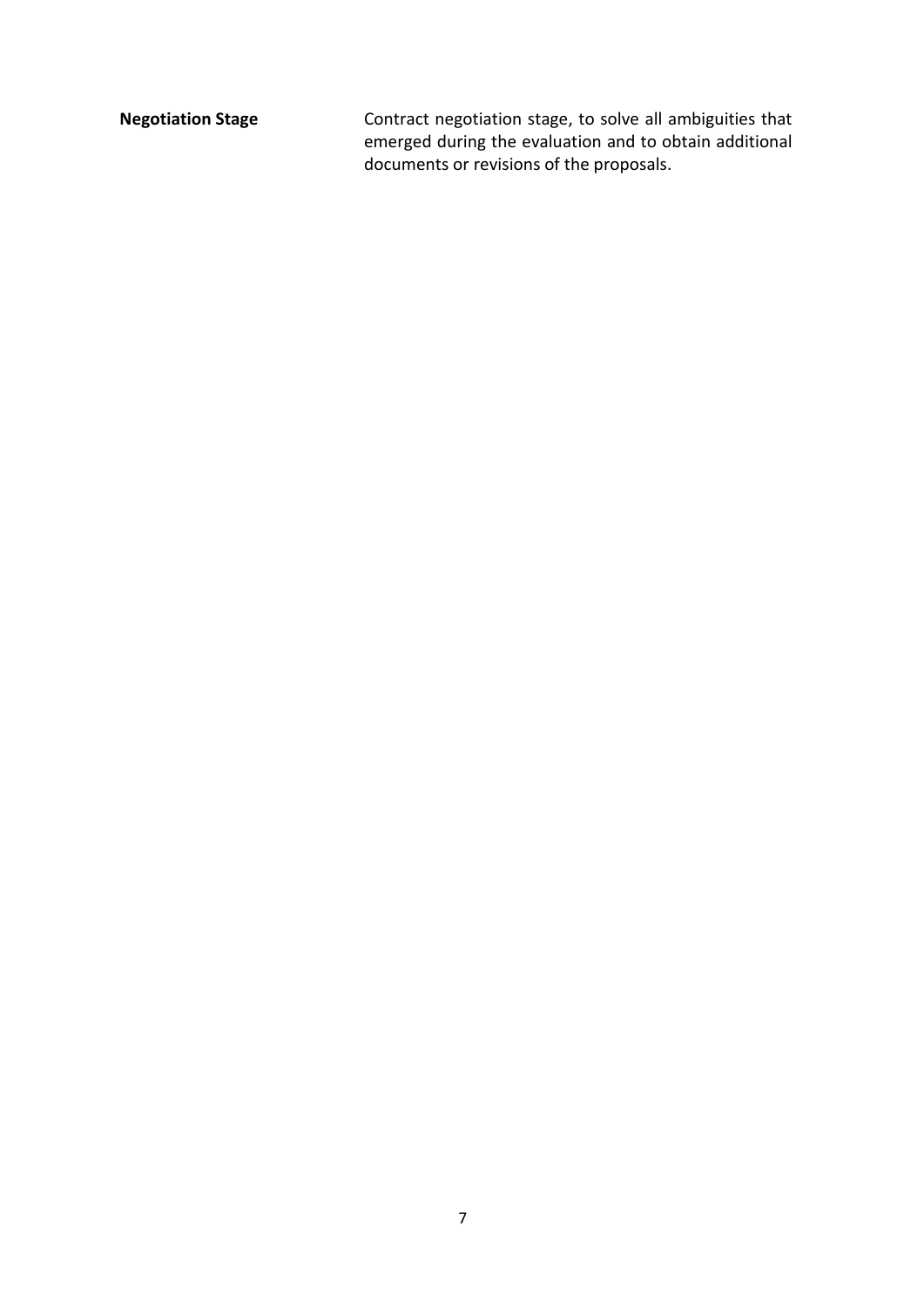| | |
|---|---|
| **Negotiation Stage** | Contract negotiation stage, to solve all ambiguities that emerged during the evaluation and to obtain additional documents or revisions of the proposals. |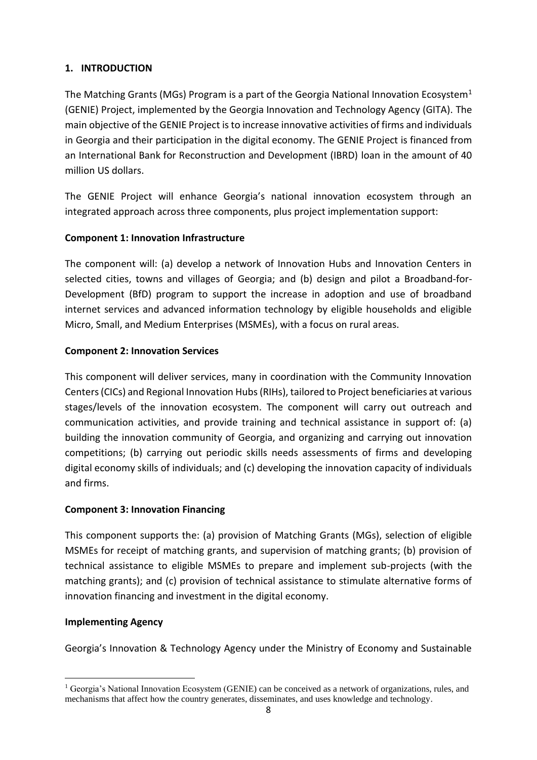## 1. INTRODUCTION

The Matching Grants (MGs) Program is a part of the Georgia National Innovation Ecosystem[1] (GENIE) Project, implemented by the Georgia Innovation and Technology Agency (GITA). The main objective of the GENIE Project is to increase innovative activities of firms and individuals in Georgia and their participation in the digital economy. The GENIE Project is financed from an International Bank for Reconstruction and Development (IBRD) loan in the amount of 40 million US dollars.

The GENIE Project will enhance Georgia's national innovation ecosystem through an integrated approach across three components, plus project implementation support:

**Component 1: Innovation Infrastructure**

The component will: (a) develop a network of Innovation Hubs and Innovation Centers in selected cities, towns and villages of Georgia; and (b) design and pilot a Broadband-for-Development (BfD) program to support the increase in adoption and use of broadband internet services and advanced information technology by eligible households and eligible Micro, Small, and Medium Enterprises (MSMEs), with a focus on rural areas.

**Component 2: Innovation Services**

This component will deliver services, many in coordination with the Community Innovation Centers (CICs) and Regional Innovation Hubs (RIHs), tailored to Project beneficiaries at various stages/levels of the innovation ecosystem. The component will carry out outreach and communication activities, and provide training and technical assistance in support of: (a) building the innovation community of Georgia, and organizing and carrying out innovation competitions; (b) carrying out periodic skills needs assessments of firms and developing digital economy skills of individuals; and (c) developing the innovation capacity of individuals and firms.

**Component 3: Innovation Financing**

This component supports the: (a) provision of Matching Grants (MGs), selection of eligible MSMEs for receipt of matching grants, and supervision of matching grants; (b) provision of technical assistance to eligible MSMEs to prepare and implement sub-projects (with the matching grants); and (c) provision of technical assistance to stimulate alternative forms of innovation financing and investment in the digital economy.

**Implementing Agency**

Georgia's Innovation & Technology Agency under the Ministry of Economy and Sustainable

[1] Georgia's National Innovation Ecosystem (GENIE) can be conceived as a network of organizations, rules, and mechanisms that affect how the country generates, disseminates, and uses knowledge and technology.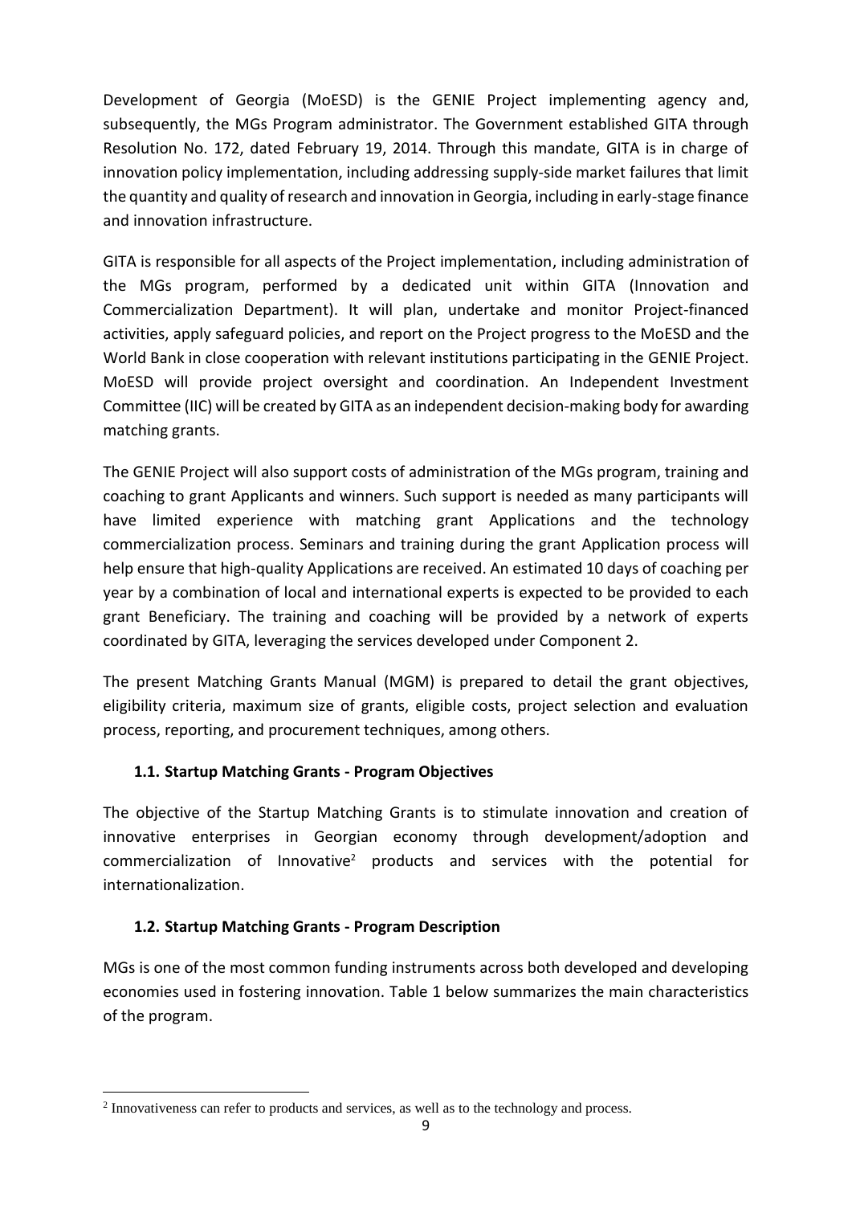Development of Georgia (MoESD) is the GENIE Project implementing agency and, subsequently, the MGs Program administrator. The Government established GITA through Resolution No. 172, dated February 19, 2014. Through this mandate, GITA is in charge of innovation policy implementation, including addressing supply-side market failures that limit the quantity and quality of research and innovation in Georgia, including in early-stage finance and innovation infrastructure.

GITA is responsible for all aspects of the Project implementation, including administration of the MGs program, performed by a dedicated unit within GITA (Innovation and Commercialization Department). It will plan, undertake and monitor Project-financed activities, apply safeguard policies, and report on the Project progress to the MoESD and the World Bank in close cooperation with relevant institutions participating in the GENIE Project. MoESD will provide project oversight and coordination. An Independent Investment Committee (IIC) will be created by GITA as an independent decision-making body for awarding matching grants.

The GENIE Project will also support costs of administration of the MGs program, training and coaching to grant Applicants and winners. Such support is needed as many participants will have limited experience with matching grant Applications and the technology commercialization process. Seminars and training during the grant Application process will help ensure that high-quality Applications are received. An estimated 10 days of coaching per year by a combination of local and international experts is expected to be provided to each grant Beneficiary. The training and coaching will be provided by a network of experts coordinated by GITA, leveraging the services developed under Component 2.

The present Matching Grants Manual (MGM) is prepared to detail the grant objectives, eligibility criteria, maximum size of grants, eligible costs, project selection and evaluation process, reporting, and procurement techniques, among others.

### 1.1. Startup Matching Grants - Program Objectives

The objective of the Startup Matching Grants is to stimulate innovation and creation of innovative enterprises in Georgian economy through development/adoption and commercialization of Innovative[2] products and services with the potential for internationalization.

### 1.2. Startup Matching Grants - Program Description

MGs is one of the most common funding instruments across both developed and developing economies used in fostering innovation. Table 1 below summarizes the main characteristics of the program.

[2] Innovativeness can refer to products and services, as well as to the technology and process.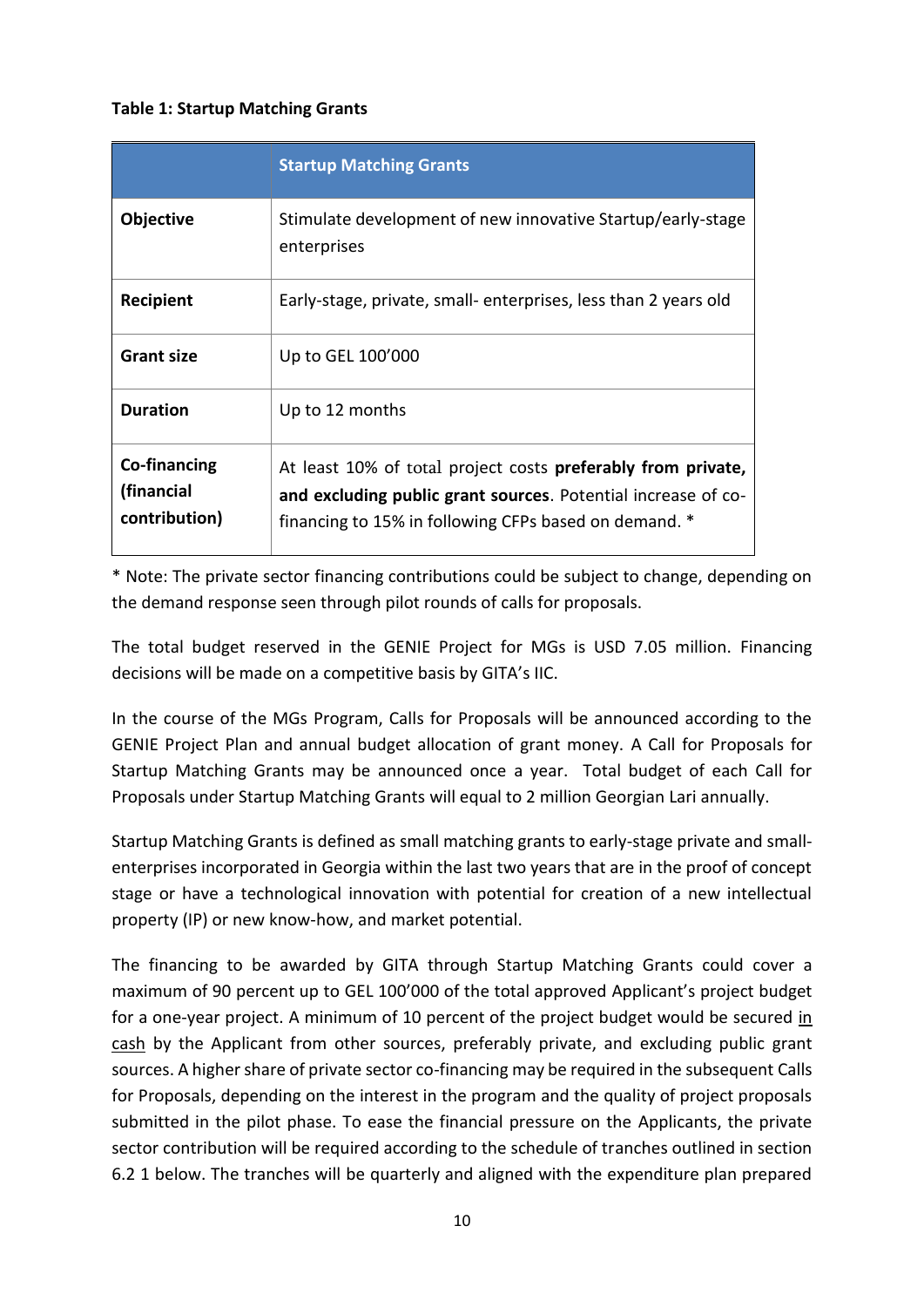**Table 1: Startup Matching Grants**

| | **Startup Matching Grants** |
|---|---|
| **Objective** | Stimulate development of new innovative Startup/early-stage enterprises |
| **Recipient** | Early-stage, private, small- enterprises, less than 2 years old |
| **Grant size** | Up to GEL 100'000 |
| **Duration** | Up to 12 months |
| **Co-financing (financial contribution)** | At least 10% of total project costs **preferably from private, and excluding public grant sources**. Potential increase of co-financing to 15% in following CFPs based on demand. * |

* Note: The private sector financing contributions could be subject to change, depending on the demand response seen through pilot rounds of calls for proposals.

The total budget reserved in the GENIE Project for MGs is USD 7.05 million. Financing decisions will be made on a competitive basis by GITA's IIC.

In the course of the MGs Program, Calls for Proposals will be announced according to the GENIE Project Plan and annual budget allocation of grant money. A Call for Proposals for Startup Matching Grants may be announced once a year. Total budget of each Call for Proposals under Startup Matching Grants will equal to 2 million Georgian Lari annually.

Startup Matching Grants is defined as small matching grants to early-stage private and small-enterprises incorporated in Georgia within the last two years that are in the proof of concept stage or have a technological innovation with potential for creation of a new intellectual property (IP) or new know-how, and market potential.

The financing to be awarded by GITA through Startup Matching Grants could cover a maximum of 90 percent up to GEL 100'000 of the total approved Applicant's project budget for a one-year project. A minimum of 10 percent of the project budget would be secured <u>in cash</u> by the Applicant from other sources, preferably private, and excluding public grant sources. A higher share of private sector co-financing may be required in the subsequent Calls for Proposals, depending on the interest in the program and the quality of project proposals submitted in the pilot phase. To ease the financial pressure on the Applicants, the private sector contribution will be required according to the schedule of tranches outlined in section 6.2 1 below. The tranches will be quarterly and aligned with the expenditure plan prepared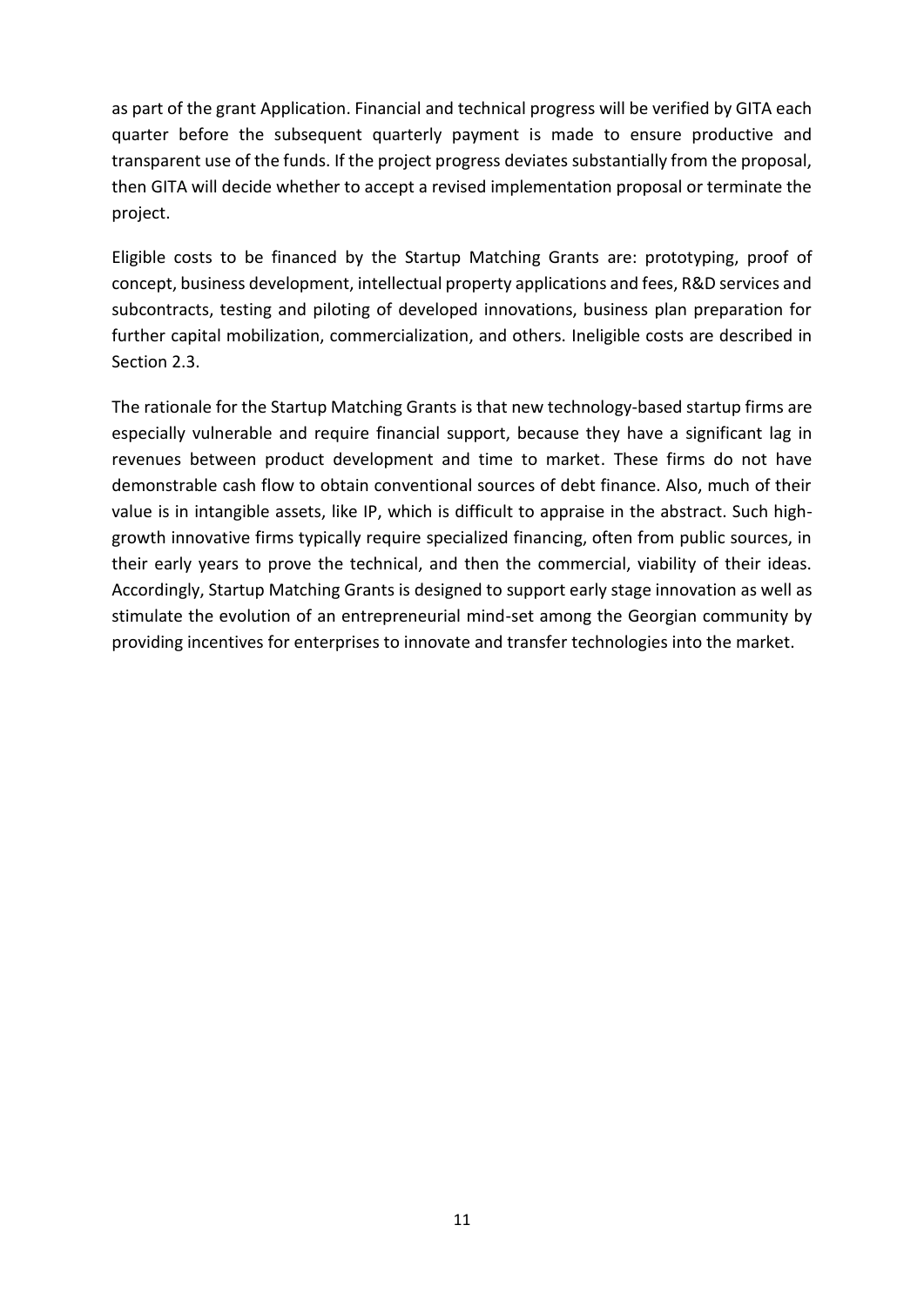as part of the grant Application. Financial and technical progress will be verified by GITA each quarter before the subsequent quarterly payment is made to ensure productive and transparent use of the funds. If the project progress deviates substantially from the proposal, then GITA will decide whether to accept a revised implementation proposal or terminate the project.

Eligible costs to be financed by the Startup Matching Grants are: prototyping, proof of concept, business development, intellectual property applications and fees, R&D services and subcontracts, testing and piloting of developed innovations, business plan preparation for further capital mobilization, commercialization, and others. Ineligible costs are described in Section 2.3.

The rationale for the Startup Matching Grants is that new technology-based startup firms are especially vulnerable and require financial support, because they have a significant lag in revenues between product development and time to market. These firms do not have demonstrable cash flow to obtain conventional sources of debt finance. Also, much of their value is in intangible assets, like IP, which is difficult to appraise in the abstract. Such high-growth innovative firms typically require specialized financing, often from public sources, in their early years to prove the technical, and then the commercial, viability of their ideas. Accordingly, Startup Matching Grants is designed to support early stage innovation as well as stimulate the evolution of an entrepreneurial mind-set among the Georgian community by providing incentives for enterprises to innovate and transfer technologies into the market.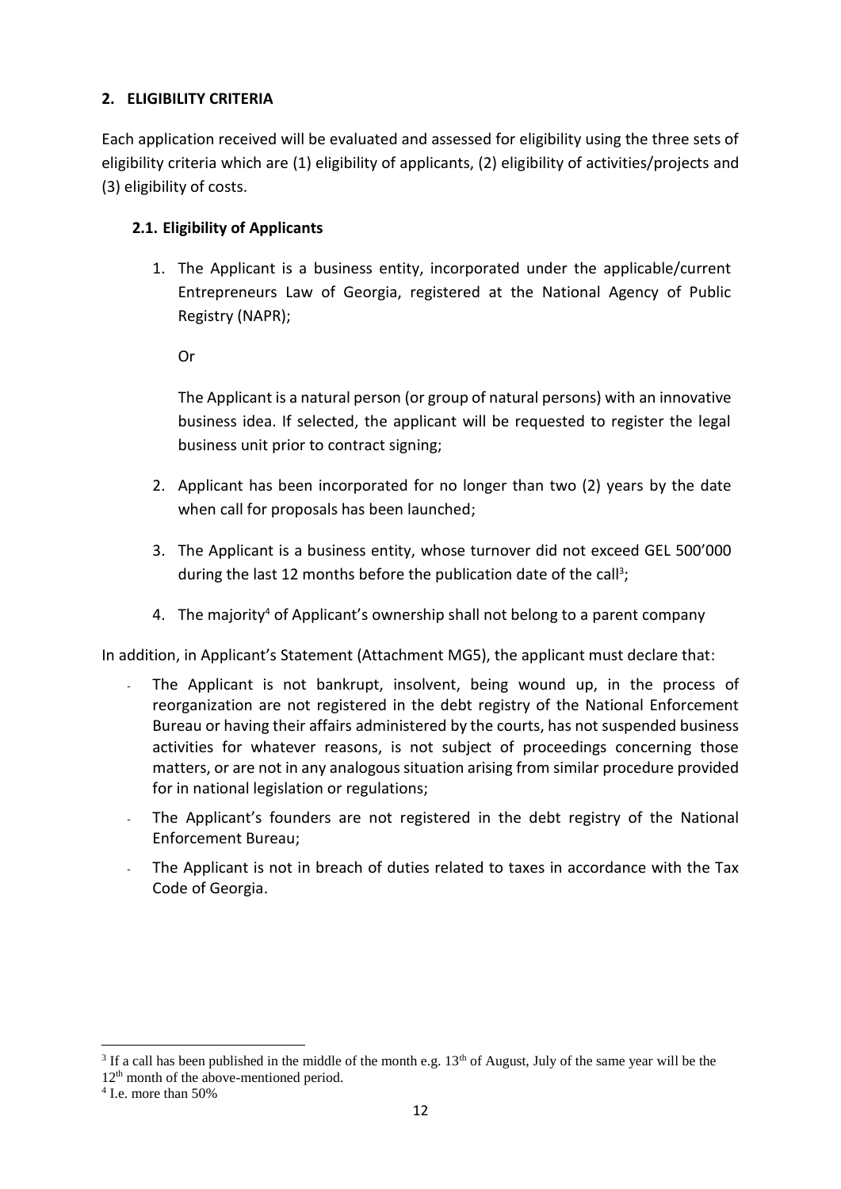## 2. ELIGIBILITY CRITERIA

Each application received will be evaluated and assessed for eligibility using the three sets of eligibility criteria which are (1) eligibility of applicants, (2) eligibility of activities/projects and (3) eligibility of costs.

### 2.1. Eligibility of Applicants

1. The Applicant is a business entity, incorporated under the applicable/current Entrepreneurs Law of Georgia, registered at the National Agency of Public Registry (NAPR);

   Or

   The Applicant is a natural person (or group of natural persons) with an innovative business idea. If selected, the applicant will be requested to register the legal business unit prior to contract signing;

2. Applicant has been incorporated for no longer than two (2) years by the date when call for proposals has been launched;

3. The Applicant is a business entity, whose turnover did not exceed GEL 500’000 during the last 12 months before the publication date of the call[3];

4. The majority[4] of Applicant’s ownership shall not belong to a parent company

In addition, in Applicant’s Statement (Attachment MG5), the applicant must declare that:

- The Applicant is not bankrupt, insolvent, being wound up, in the process of reorganization are not registered in the debt registry of the National Enforcement Bureau or having their affairs administered by the courts, has not suspended business activities for whatever reasons, is not subject of proceedings concerning those matters, or are not in any analogous situation arising from similar procedure provided for in national legislation or regulations;
- The Applicant’s founders are not registered in the debt registry of the National Enforcement Bureau;
- The Applicant is not in breach of duties related to taxes in accordance with the Tax Code of Georgia.

---

[3] If a call has been published in the middle of the month e.g. 13th of August, July of the same year will be the 12th month of the above-mentioned period.

[4] I.e. more than 50%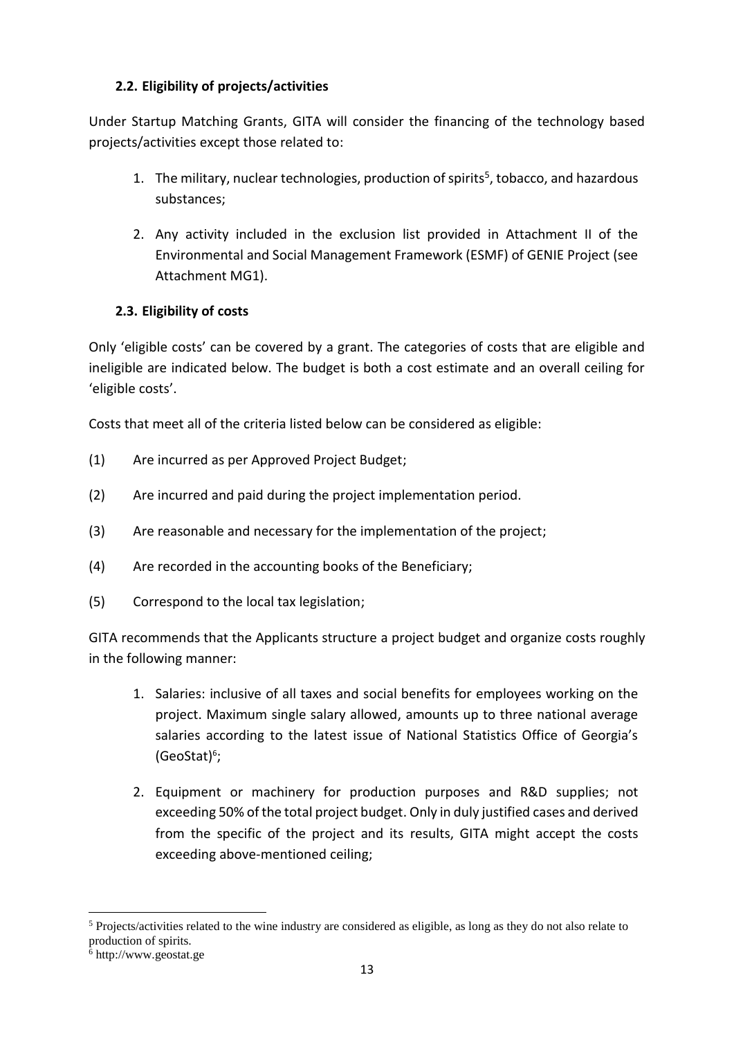### 2.2. Eligibility of projects/activities

Under Startup Matching Grants, GITA will consider the financing of the technology based projects/activities except those related to:

1. The military, nuclear technologies, production of spirits[5], tobacco, and hazardous substances;
2. Any activity included in the exclusion list provided in Attachment II of the Environmental and Social Management Framework (ESMF) of GENIE Project (see Attachment MG1).

### 2.3. Eligibility of costs

Only 'eligible costs' can be covered by a grant. The categories of costs that are eligible and ineligible are indicated below. The budget is both a cost estimate and an overall ceiling for 'eligible costs'.

Costs that meet all of the criteria listed below can be considered as eligible:

(1) Are incurred as per Approved Project Budget;

(2) Are incurred and paid during the project implementation period.

(3) Are reasonable and necessary for the implementation of the project;

(4) Are recorded in the accounting books of the Beneficiary;

(5) Correspond to the local tax legislation;

GITA recommends that the Applicants structure a project budget and organize costs roughly in the following manner:

1. Salaries: inclusive of all taxes and social benefits for employees working on the project. Maximum single salary allowed, amounts up to three national average salaries according to the latest issue of National Statistics Office of Georgia's (GeoStat)[6];
2. Equipment or machinery for production purposes and R&D supplies; not exceeding 50% of the total project budget. Only in duly justified cases and derived from the specific of the project and its results, GITA might accept the costs exceeding above-mentioned ceiling;

---

[5] Projects/activities related to the wine industry are considered as eligible, as long as they do not also relate to production of spirits.

[6] http://www.geostat.ge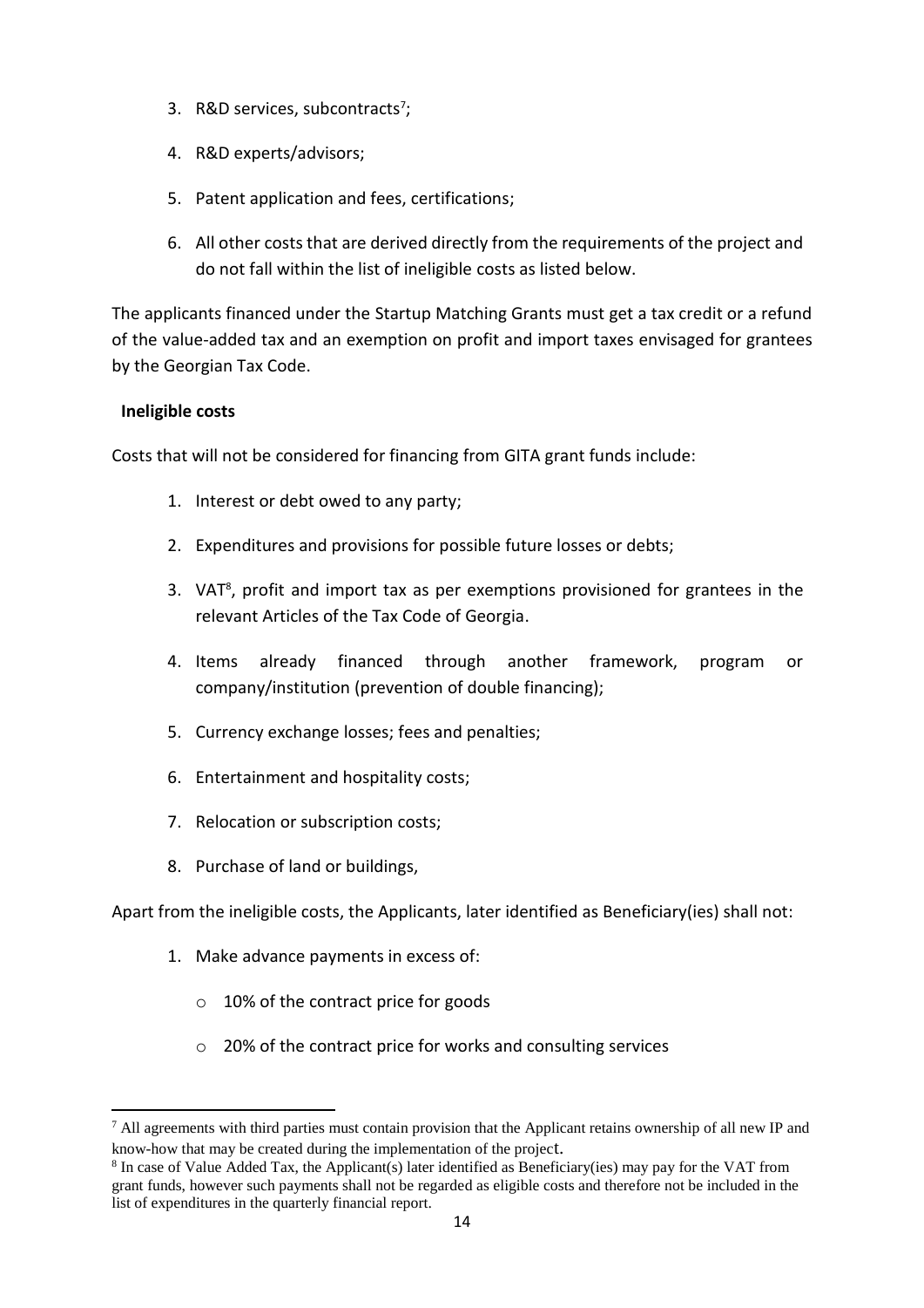3. R&D services, subcontracts[7];

4. R&D experts/advisors;

5. Patent application and fees, certifications;

6. All other costs that are derived directly from the requirements of the project and do not fall within the list of ineligible costs as listed below.

The applicants financed under the Startup Matching Grants must get a tax credit or a refund of the value-added tax and an exemption on profit and import taxes envisaged for grantees by the Georgian Tax Code.

**Ineligible costs**

Costs that will not be considered for financing from GITA grant funds include:

1. Interest or debt owed to any party;

2. Expenditures and provisions for possible future losses or debts;

3. VAT[8], profit and import tax as per exemptions provisioned for grantees in the relevant Articles of the Tax Code of Georgia.

4. Items already financed through another framework, program or company/institution (prevention of double financing);

5. Currency exchange losses; fees and penalties;

6. Entertainment and hospitality costs;

7. Relocation or subscription costs;

8. Purchase of land or buildings,

Apart from the ineligible costs, the Applicants, later identified as Beneficiary(ies) shall not:

1. Make advance payments in excess of:
   - 10% of the contract price for goods
   - 20% of the contract price for works and consulting services

---

[7] All agreements with third parties must contain provision that the Applicant retains ownership of all new IP and know-how that may be created during the implementation of the project.

[8] In case of Value Added Tax, the Applicant(s) later identified as Beneficiary(ies) may pay for the VAT from grant funds, however such payments shall not be regarded as eligible costs and therefore not be included in the list of expenditures in the quarterly financial report.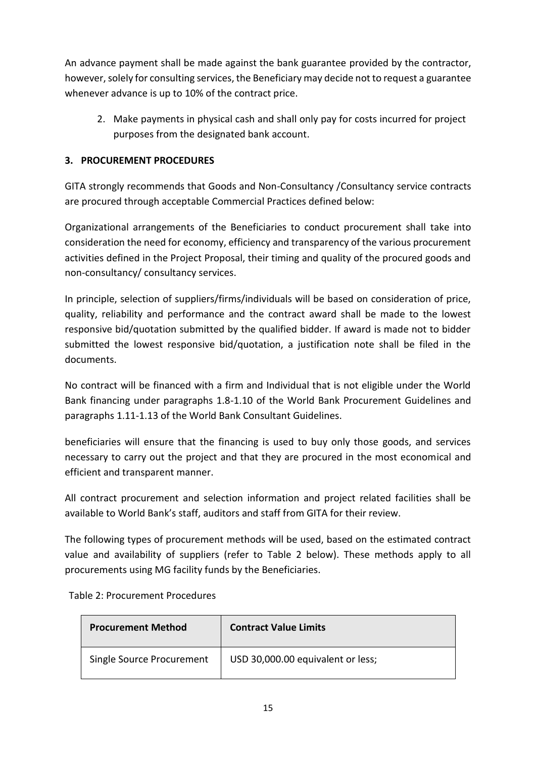An advance payment shall be made against the bank guarantee provided by the contractor, however, solely for consulting services, the Beneficiary may decide not to request a guarantee whenever advance is up to 10% of the contract price.

2. Make payments in physical cash and shall only pay for costs incurred for project purposes from the designated bank account.

### 3. PROCUREMENT PROCEDURES

GITA strongly recommends that Goods and Non-Consultancy /Consultancy service contracts are procured through acceptable Commercial Practices defined below:

Organizational arrangements of the Beneficiaries to conduct procurement shall take into consideration the need for economy, efficiency and transparency of the various procurement activities defined in the Project Proposal, their timing and quality of the procured goods and non-consultancy/ consultancy services.

In principle, selection of suppliers/firms/individuals will be based on consideration of price, quality, reliability and performance and the contract award shall be made to the lowest responsive bid/quotation submitted by the qualified bidder. If award is made not to bidder submitted the lowest responsive bid/quotation, a justification note shall be filed in the documents.

No contract will be financed with a firm and Individual that is not eligible under the World Bank financing under paragraphs 1.8-1.10 of the World Bank Procurement Guidelines and paragraphs 1.11-1.13 of the World Bank Consultant Guidelines.

beneficiaries will ensure that the financing is used to buy only those goods, and services necessary to carry out the project and that they are procured in the most economical and efficient and transparent manner.

All contract procurement and selection information and project related facilities shall be available to World Bank's staff, auditors and staff from GITA for their review.

The following types of procurement methods will be used, based on the estimated contract value and availability of suppliers (refer to Table 2 below). These methods apply to all procurements using MG facility funds by the Beneficiaries.

Table 2: Procurement Procedures

| Procurement Method | Contract Value Limits |
|---|---|
| Single Source Procurement | USD 30,000.00 equivalent or less; |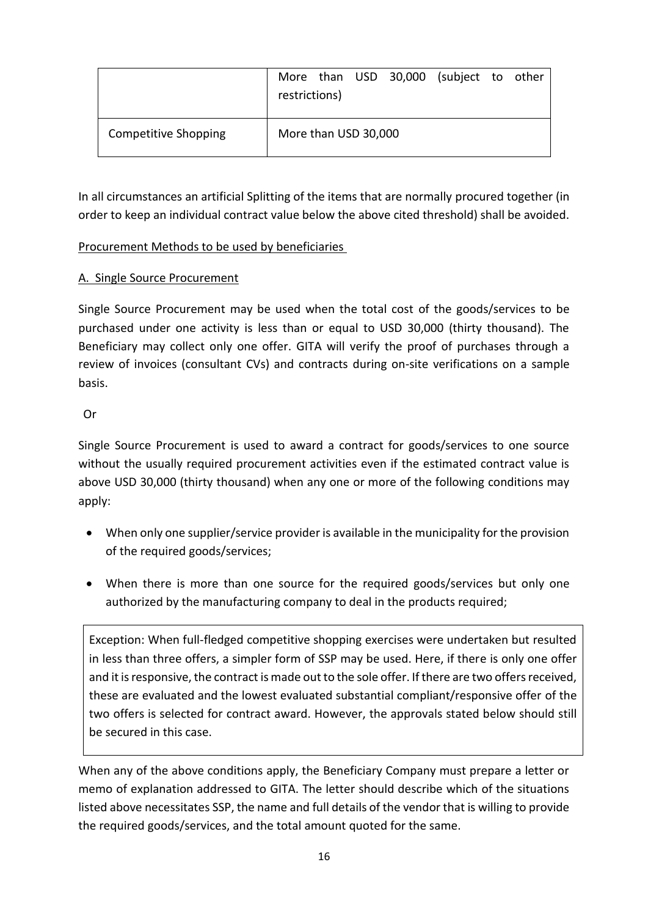| | |
|---|---|
| | More than USD 30,000 (subject to other restrictions) |
| Competitive Shopping | More than USD 30,000 |

In all circumstances an artificial Splitting of the items that are normally procured together (in order to keep an individual contract value below the above cited threshold) shall be avoided.

Procurement Methods to be used by beneficiaries

A. Single Source Procurement

Single Source Procurement may be used when the total cost of the goods/services to be purchased under one activity is less than or equal to USD 30,000 (thirty thousand). The Beneficiary may collect only one offer. GITA will verify the proof of purchases through a review of invoices (consultant CVs) and contracts during on-site verifications on a sample basis.

Or

Single Source Procurement is used to award a contract for goods/services to one source without the usually required procurement activities even if the estimated contract value is above USD 30,000 (thirty thousand) when any one or more of the following conditions may apply:

- When only one supplier/service provider is available in the municipality for the provision of the required goods/services;
- When there is more than one source for the required goods/services but only one authorized by the manufacturing company to deal in the products required;

> Exception: When full-fledged competitive shopping exercises were undertaken but resulted in less than three offers, a simpler form of SSP may be used. Here, if there is only one offer and it is responsive, the contract is made out to the sole offer. If there are two offers received, these are evaluated and the lowest evaluated substantial compliant/responsive offer of the two offers is selected for contract award. However, the approvals stated below should still be secured in this case.

When any of the above conditions apply, the Beneficiary Company must prepare a letter or memo of explanation addressed to GITA. The letter should describe which of the situations listed above necessitates SSP, the name and full details of the vendor that is willing to provide the required goods/services, and the total amount quoted for the same.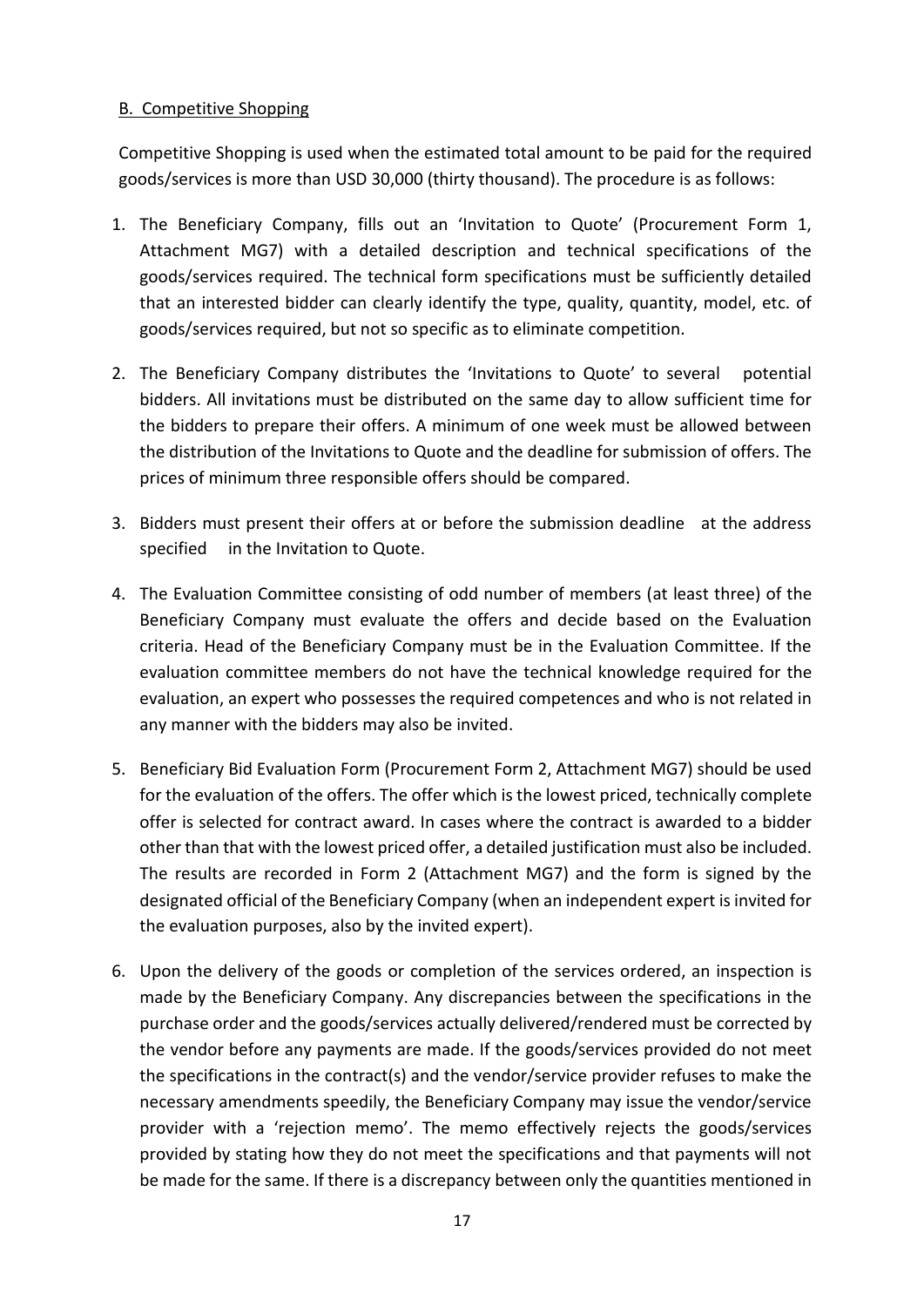B. Competitive Shopping

Competitive Shopping is used when the estimated total amount to be paid for the required goods/services is more than USD 30,000 (thirty thousand). The procedure is as follows:

1. The Beneficiary Company, fills out an 'Invitation to Quote' (Procurement Form 1, Attachment MG7) with a detailed description and technical specifications of the goods/services required. The technical form specifications must be sufficiently detailed that an interested bidder can clearly identify the type, quality, quantity, model, etc. of goods/services required, but not so specific as to eliminate competition.

2. The Beneficiary Company distributes the 'Invitations to Quote' to several potential bidders. All invitations must be distributed on the same day to allow sufficient time for the bidders to prepare their offers. A minimum of one week must be allowed between the distribution of the Invitations to Quote and the deadline for submission of offers. The prices of minimum three responsible offers should be compared.

3. Bidders must present their offers at or before the submission deadline at the address specified in the Invitation to Quote.

4. The Evaluation Committee consisting of odd number of members (at least three) of the Beneficiary Company must evaluate the offers and decide based on the Evaluation criteria. Head of the Beneficiary Company must be in the Evaluation Committee. If the evaluation committee members do not have the technical knowledge required for the evaluation, an expert who possesses the required competences and who is not related in any manner with the bidders may also be invited.

5. Beneficiary Bid Evaluation Form (Procurement Form 2, Attachment MG7) should be used for the evaluation of the offers. The offer which is the lowest priced, technically complete offer is selected for contract award. In cases where the contract is awarded to a bidder other than that with the lowest priced offer, a detailed justification must also be included. The results are recorded in Form 2 (Attachment MG7) and the form is signed by the designated official of the Beneficiary Company (when an independent expert is invited for the evaluation purposes, also by the invited expert).

6. Upon the delivery of the goods or completion of the services ordered, an inspection is made by the Beneficiary Company. Any discrepancies between the specifications in the purchase order and the goods/services actually delivered/rendered must be corrected by the vendor before any payments are made. If the goods/services provided do not meet the specifications in the contract(s) and the vendor/service provider refuses to make the necessary amendments speedily, the Beneficiary Company may issue the vendor/service provider with a 'rejection memo'. The memo effectively rejects the goods/services provided by stating how they do not meet the specifications and that payments will not be made for the same. If there is a discrepancy between only the quantities mentioned in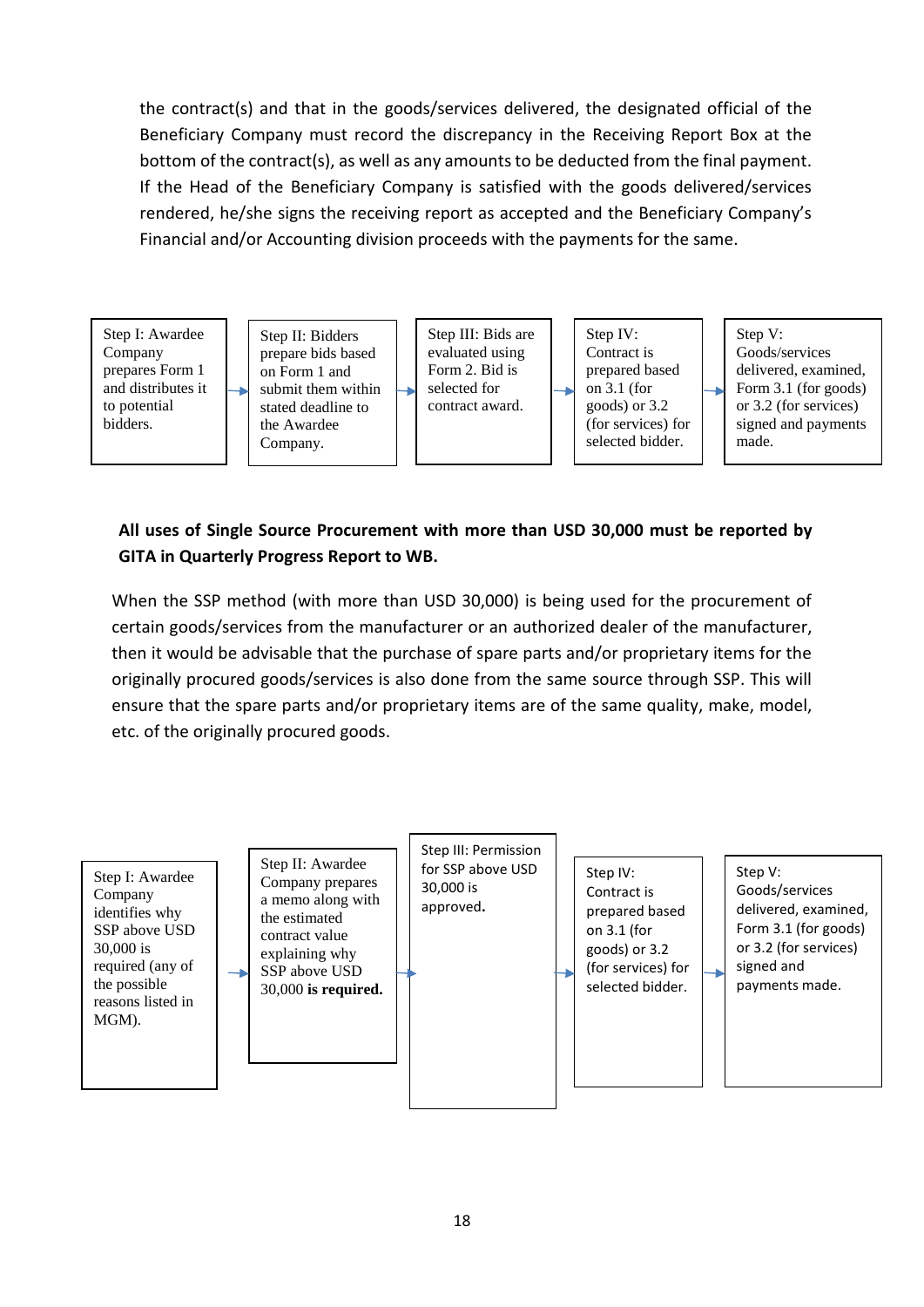the contract(s) and that in the goods/services delivered, the designated official of the Beneficiary Company must record the discrepancy in the Receiving Report Box at the bottom of the contract(s), as well as any amounts to be deducted from the final payment. If the Head of the Beneficiary Company is satisfied with the goods delivered/services rendered, he/she signs the receiving report as accepted and the Beneficiary Company's Financial and/or Accounting division proceeds with the payments for the same.

Step I: Awardee Company prepares Form 1 and distributes it to potential bidders. → Step II: Bidders prepare bids based on Form 1 and submit them within stated deadline to the Awardee Company. → Step III: Bids are evaluated using Form 2. Bid is selected for contract award. → Step IV: Contract is prepared based on 3.1 (for goods) or 3.2 (for services) for selected bidder. → Step V: Goods/services delivered, examined, Form 3.1 (for goods) or 3.2 (for services) signed and payments made.

**All uses of Single Source Procurement with more than USD 30,000 must be reported by GITA in Quarterly Progress Report to WB.**

When the SSP method (with more than USD 30,000) is being used for the procurement of certain goods/services from the manufacturer or an authorized dealer of the manufacturer, then it would be advisable that the purchase of spare parts and/or proprietary items for the originally procured goods/services is also done from the same source through SSP. This will ensure that the spare parts and/or proprietary items are of the same quality, make, model, etc. of the originally procured goods.

Step I: Awardee Company identifies why SSP above USD 30,000 is required (any of the possible reasons listed in MGM). → Step II: Awardee Company prepares a memo along with the estimated contract value explaining why SSP above USD 30,000 **is required.** → Step III: Permission for SSP above USD 30,000 is approved**.** → Step IV: Contract is prepared based on 3.1 (for goods) or 3.2 (for services) for selected bidder. → Step V: Goods/services delivered, examined, Form 3.1 (for goods) or 3.2 (for services) signed and payments made.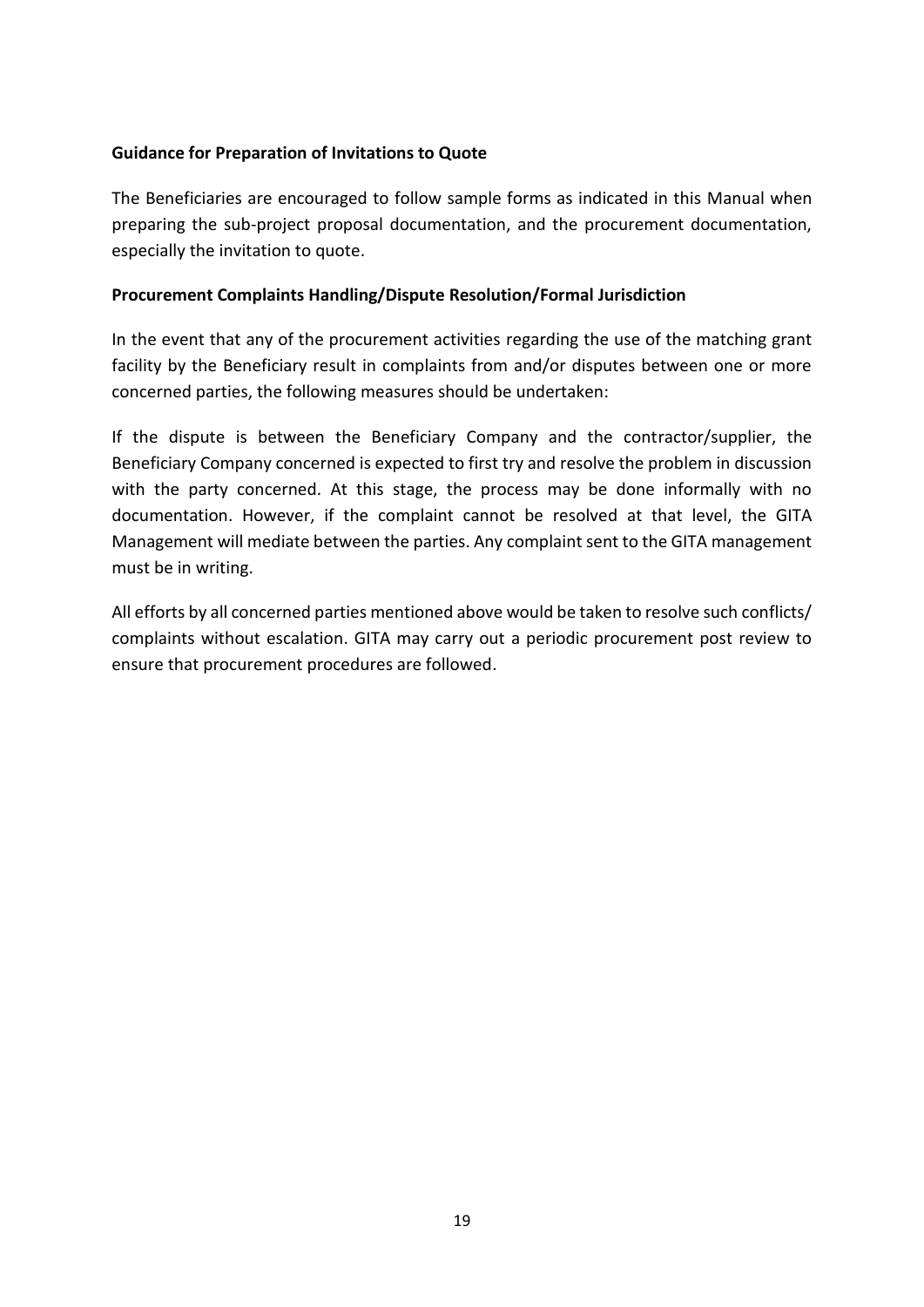**Guidance for Preparation of Invitations to Quote**

The Beneficiaries are encouraged to follow sample forms as indicated in this Manual when preparing the sub-project proposal documentation, and the procurement documentation, especially the invitation to quote.

**Procurement Complaints Handling/Dispute Resolution/Formal Jurisdiction**

In the event that any of the procurement activities regarding the use of the matching grant facility by the Beneficiary result in complaints from and/or disputes between one or more concerned parties, the following measures should be undertaken:

If the dispute is between the Beneficiary Company and the contractor/supplier, the Beneficiary Company concerned is expected to first try and resolve the problem in discussion with the party concerned. At this stage, the process may be done informally with no documentation. However, if the complaint cannot be resolved at that level, the GITA Management will mediate between the parties. Any complaint sent to the GITA management must be in writing.

All efforts by all concerned parties mentioned above would be taken to resolve such conflicts/ complaints without escalation. GITA may carry out a periodic procurement post review to ensure that procurement procedures are followed.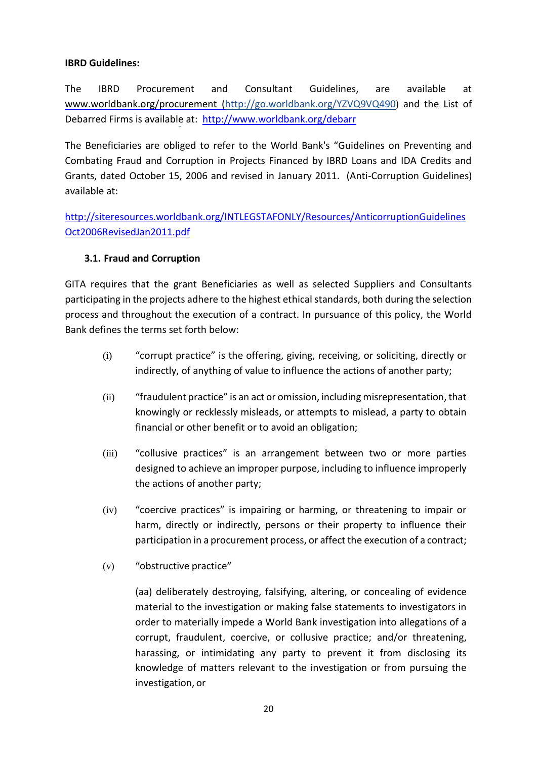**IBRD Guidelines:**

The IBRD Procurement and Consultant Guidelines, are available at www.worldbank.org/procurement (http://go.worldbank.org/YZVQ9VQ490) and the List of Debarred Firms is available at: http://www.worldbank.org/debarr

The Beneficiaries are obliged to refer to the World Bank's "Guidelines on Preventing and Combating Fraud and Corruption in Projects Financed by IBRD Loans and IDA Credits and Grants, dated October 15, 2006 and revised in January 2011. (Anti-Corruption Guidelines) available at:

http://siteresources.worldbank.org/INTLEGSTAFONLY/Resources/AnticorruptionGuidelinesOct2006RevisedJan2011.pdf

### 3.1. Fraud and Corruption

GITA requires that the grant Beneficiaries as well as selected Suppliers and Consultants participating in the projects adhere to the highest ethical standards, both during the selection process and throughout the execution of a contract. In pursuance of this policy, the World Bank defines the terms set forth below:

(i) "corrupt practice" is the offering, giving, receiving, or soliciting, directly or indirectly, of anything of value to influence the actions of another party;

(ii) "fraudulent practice" is an act or omission, including misrepresentation, that knowingly or recklessly misleads, or attempts to mislead, a party to obtain financial or other benefit or to avoid an obligation;

(iii) "collusive practices" is an arrangement between two or more parties designed to achieve an improper purpose, including to influence improperly the actions of another party;

(iv) "coercive practices" is impairing or harming, or threatening to impair or harm, directly or indirectly, persons or their property to influence their participation in a procurement process, or affect the execution of a contract;

(v) "obstructive practice"

(aa) deliberately destroying, falsifying, altering, or concealing of evidence material to the investigation or making false statements to investigators in order to materially impede a World Bank investigation into allegations of a corrupt, fraudulent, coercive, or collusive practice; and/or threatening, harassing, or intimidating any party to prevent it from disclosing its knowledge of matters relevant to the investigation or from pursuing the investigation, or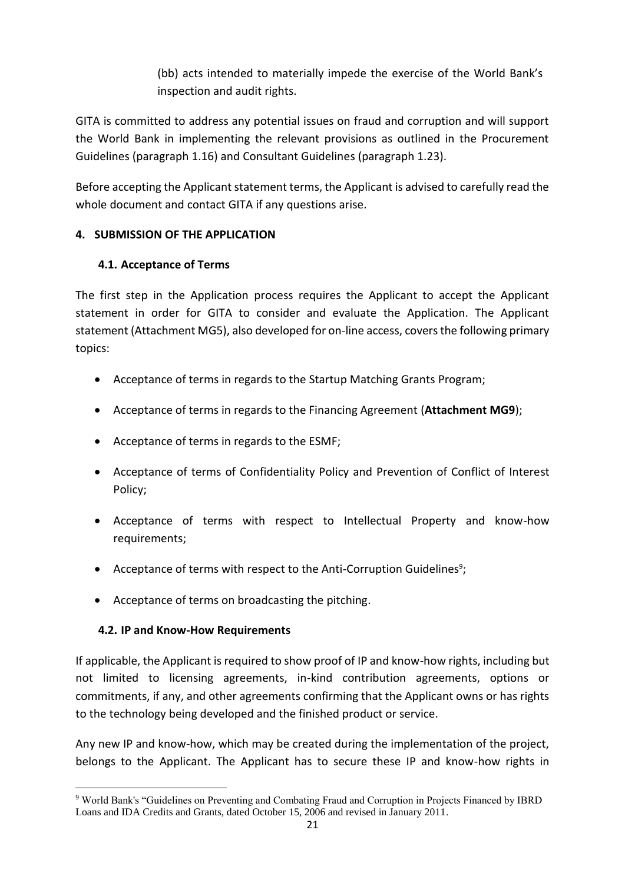(bb) acts intended to materially impede the exercise of the World Bank's inspection and audit rights.

GITA is committed to address any potential issues on fraud and corruption and will support the World Bank in implementing the relevant provisions as outlined in the Procurement Guidelines (paragraph 1.16) and Consultant Guidelines (paragraph 1.23).

Before accepting the Applicant statement terms, the Applicant is advised to carefully read the whole document and contact GITA if any questions arise.

## 4. SUBMISSION OF THE APPLICATION

### 4.1. Acceptance of Terms

The first step in the Application process requires the Applicant to accept the Applicant statement in order for GITA to consider and evaluate the Application. The Applicant statement (Attachment MG5), also developed for on-line access, covers the following primary topics:

- Acceptance of terms in regards to the Startup Matching Grants Program;
- Acceptance of terms in regards to the Financing Agreement (**Attachment MG9**);
- Acceptance of terms in regards to the ESMF;
- Acceptance of terms of Confidentiality Policy and Prevention of Conflict of Interest Policy;
- Acceptance of terms with respect to Intellectual Property and know-how requirements;
- Acceptance of terms with respect to the Anti-Corruption Guidelines[9];
- Acceptance of terms on broadcasting the pitching.

### 4.2. IP and Know-How Requirements

If applicable, the Applicant is required to show proof of IP and know-how rights, including but not limited to licensing agreements, in-kind contribution agreements, options or commitments, if any, and other agreements confirming that the Applicant owns or has rights to the technology being developed and the finished product or service.

Any new IP and know-how, which may be created during the implementation of the project, belongs to the Applicant. The Applicant has to secure these IP and know-how rights in

[9] World Bank's "Guidelines on Preventing and Combating Fraud and Corruption in Projects Financed by IBRD Loans and IDA Credits and Grants, dated October 15, 2006 and revised in January 2011.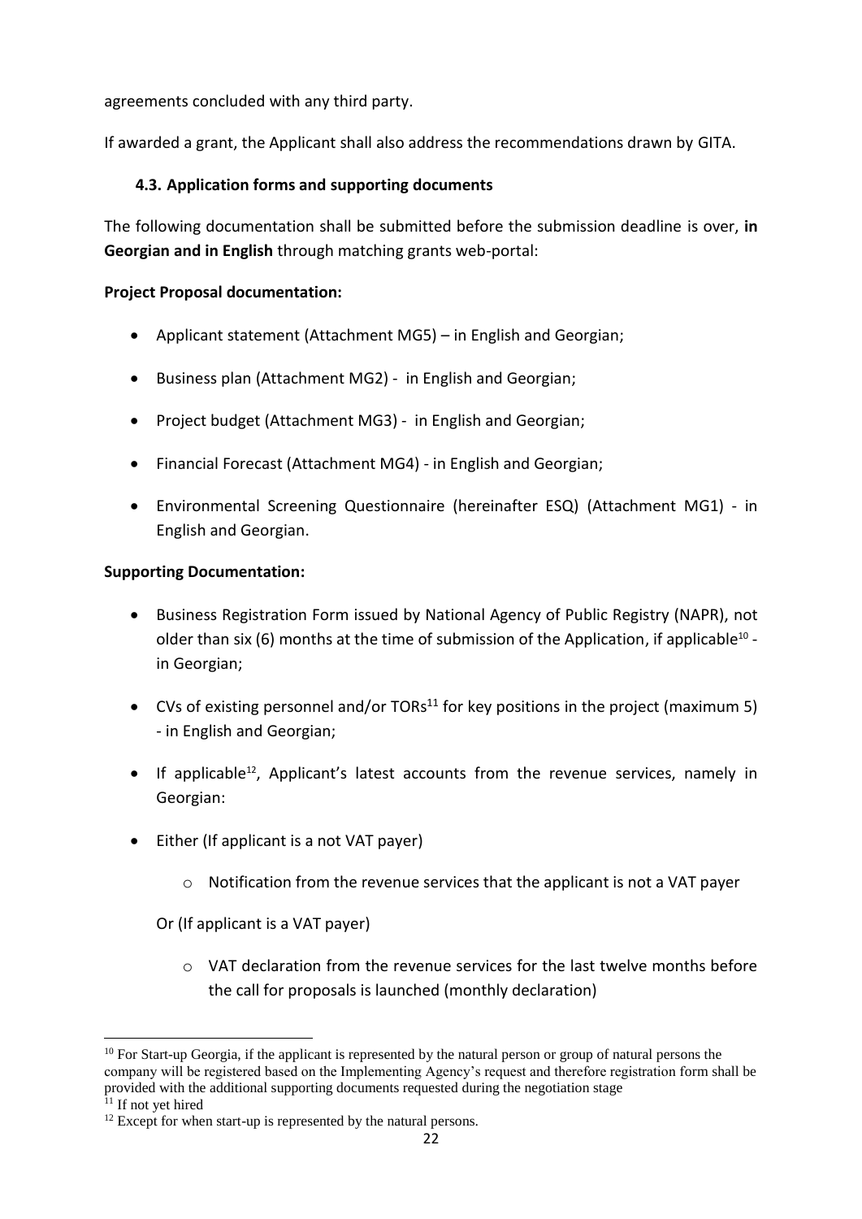agreements concluded with any third party.

If awarded a grant, the Applicant shall also address the recommendations drawn by GITA.

### 4.3. Application forms and supporting documents

The following documentation shall be submitted before the submission deadline is over, **in Georgian and in English** through matching grants web-portal:

**Project Proposal documentation:**

- Applicant statement (Attachment MG5) – in English and Georgian;
- Business plan (Attachment MG2) - in English and Georgian;
- Project budget (Attachment MG3) - in English and Georgian;
- Financial Forecast (Attachment MG4) - in English and Georgian;
- Environmental Screening Questionnaire (hereinafter ESQ) (Attachment MG1) - in English and Georgian.

**Supporting Documentation:**

- Business Registration Form issued by National Agency of Public Registry (NAPR), not older than six (6) months at the time of submission of the Application, if applicable[10] - in Georgian;
- CVs of existing personnel and/or TORs[11] for key positions in the project (maximum 5) - in English and Georgian;
- If applicable[12], Applicant's latest accounts from the revenue services, namely in Georgian:
- Either (If applicant is a not VAT payer)
    - Notification from the revenue services that the applicant is not a VAT payer

  Or (If applicant is a VAT payer)

    - VAT declaration from the revenue services for the last twelve months before the call for proposals is launched (monthly declaration)

---

[10] For Start-up Georgia, if the applicant is represented by the natural person or group of natural persons the company will be registered based on the Implementing Agency's request and therefore registration form shall be provided with the additional supporting documents requested during the negotiation stage

[11] If not yet hired

[12] Except for when start-up is represented by the natural persons.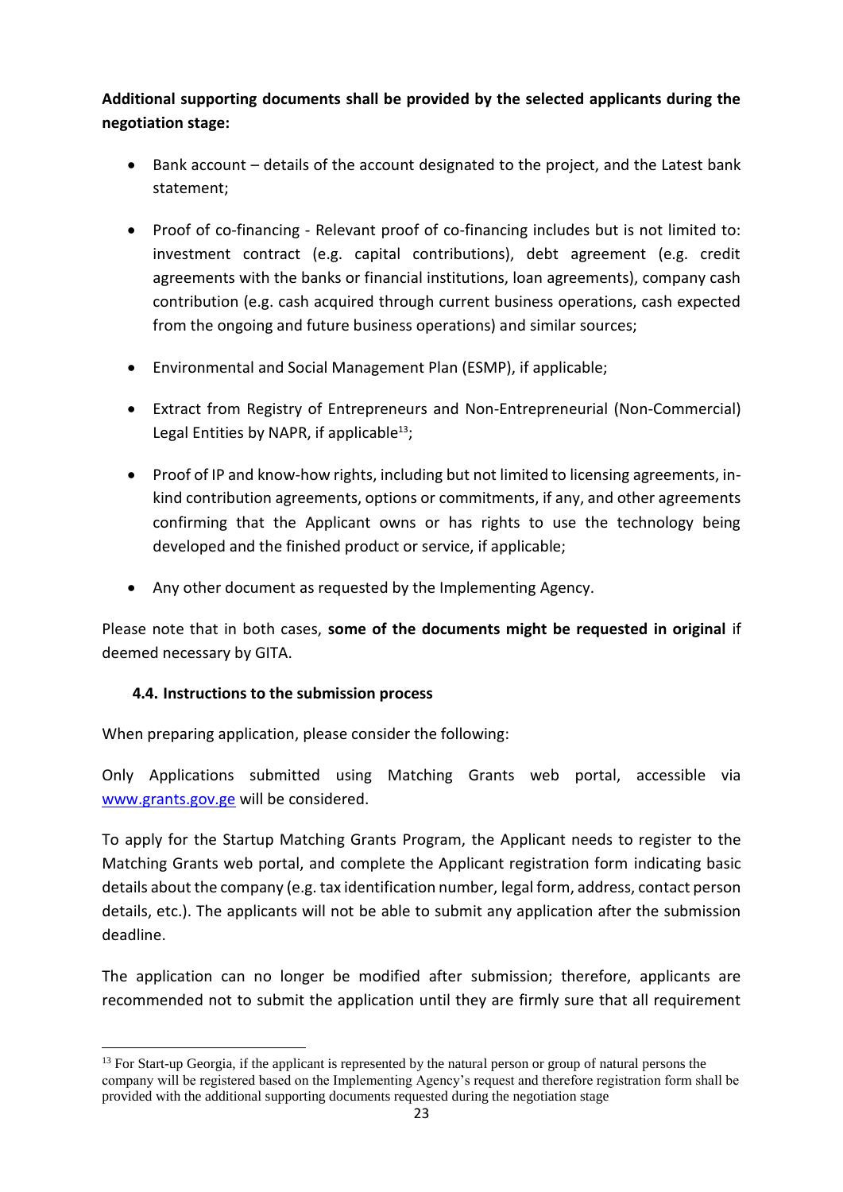**Additional supporting documents shall be provided by the selected applicants during the negotiation stage:**

- Bank account – details of the account designated to the project, and the Latest bank statement;
- Proof of co-financing - Relevant proof of co-financing includes but is not limited to: investment contract (e.g. capital contributions), debt agreement (e.g. credit agreements with the banks or financial institutions, loan agreements), company cash contribution (e.g. cash acquired through current business operations, cash expected from the ongoing and future business operations) and similar sources;
- Environmental and Social Management Plan (ESMP), if applicable;
- Extract from Registry of Entrepreneurs and Non-Entrepreneurial (Non-Commercial) Legal Entities by NAPR, if applicable[13];
- Proof of IP and know-how rights, including but not limited to licensing agreements, in-kind contribution agreements, options or commitments, if any, and other agreements confirming that the Applicant owns or has rights to use the technology being developed and the finished product or service, if applicable;
- Any other document as requested by the Implementing Agency.

Please note that in both cases, **some of the documents might be requested in original** if deemed necessary by GITA.

### 4.4. Instructions to the submission process

When preparing application, please consider the following:

Only Applications submitted using Matching Grants web portal, accessible via [www.grants.gov.ge](www.grants.gov.ge) will be considered.

To apply for the Startup Matching Grants Program, the Applicant needs to register to the Matching Grants web portal, and complete the Applicant registration form indicating basic details about the company (e.g. tax identification number, legal form, address, contact person details, etc.). The applicants will not be able to submit any application after the submission deadline.

The application can no longer be modified after submission; therefore, applicants are recommended not to submit the application until they are firmly sure that all requirement

[13] For Start-up Georgia, if the applicant is represented by the natural person or group of natural persons the company will be registered based on the Implementing Agency's request and therefore registration form shall be provided with the additional supporting documents requested during the negotiation stage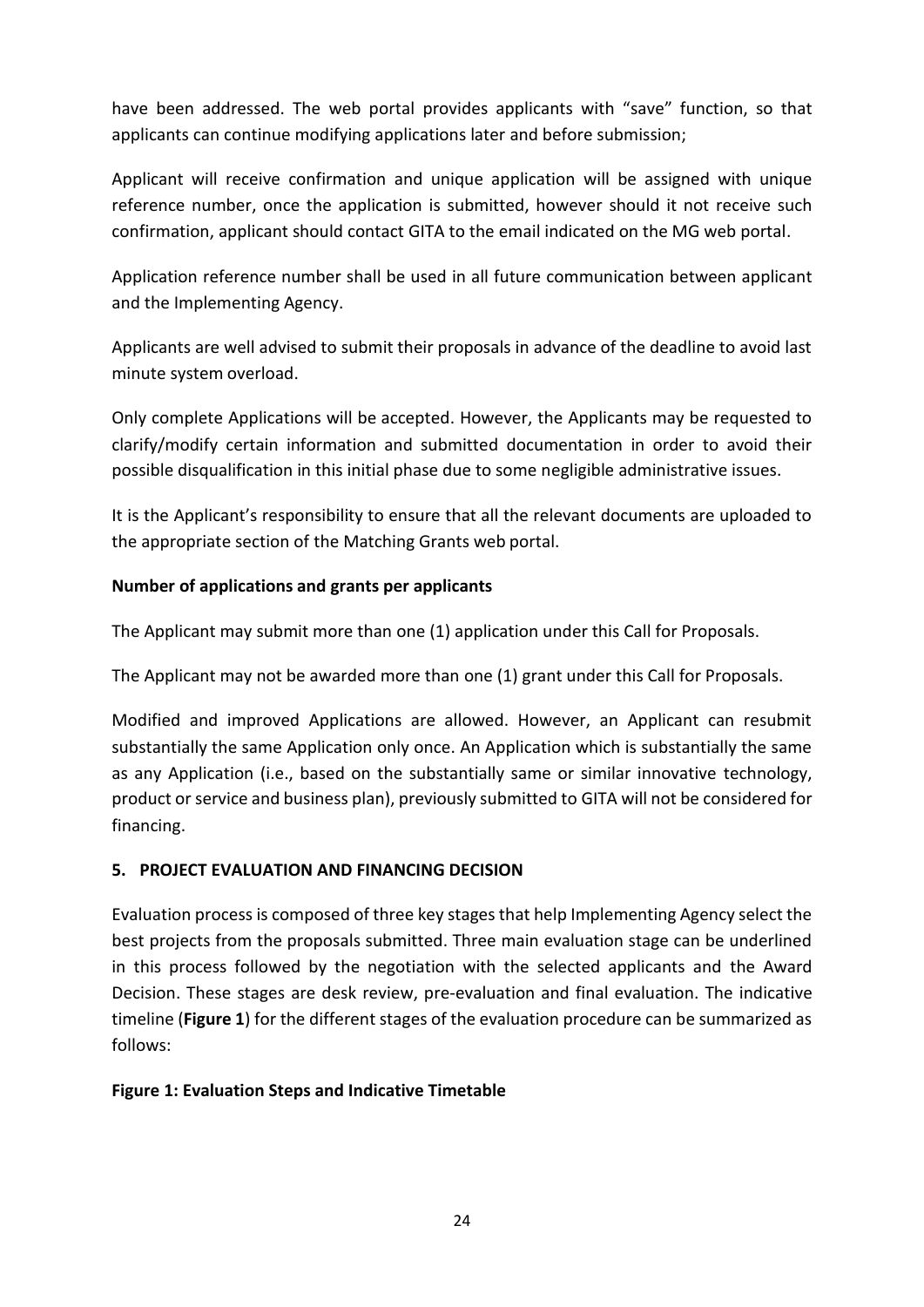have been addressed. The web portal provides applicants with "save" function, so that applicants can continue modifying applications later and before submission;

Applicant will receive confirmation and unique application will be assigned with unique reference number, once the application is submitted, however should it not receive such confirmation, applicant should contact GITA to the email indicated on the MG web portal.

Application reference number shall be used in all future communication between applicant and the Implementing Agency.

Applicants are well advised to submit their proposals in advance of the deadline to avoid last minute system overload.

Only complete Applications will be accepted. However, the Applicants may be requested to clarify/modify certain information and submitted documentation in order to avoid their possible disqualification in this initial phase due to some negligible administrative issues.

It is the Applicant's responsibility to ensure that all the relevant documents are uploaded to the appropriate section of the Matching Grants web portal.

**Number of applications and grants per applicants**

The Applicant may submit more than one (1) application under this Call for Proposals.

The Applicant may not be awarded more than one (1) grant under this Call for Proposals.

Modified and improved Applications are allowed. However, an Applicant can resubmit substantially the same Application only once. An Application which is substantially the same as any Application (i.e., based on the substantially same or similar innovative technology, product or service and business plan), previously submitted to GITA will not be considered for financing.

## 5. PROJECT EVALUATION AND FINANCING DECISION

Evaluation process is composed of three key stages that help Implementing Agency select the best projects from the proposals submitted. Three main evaluation stage can be underlined in this process followed by the negotiation with the selected applicants and the Award Decision. These stages are desk review, pre-evaluation and final evaluation. The indicative timeline (**Figure 1**) for the different stages of the evaluation procedure can be summarized as follows:

**Figure 1: Evaluation Steps and Indicative Timetable**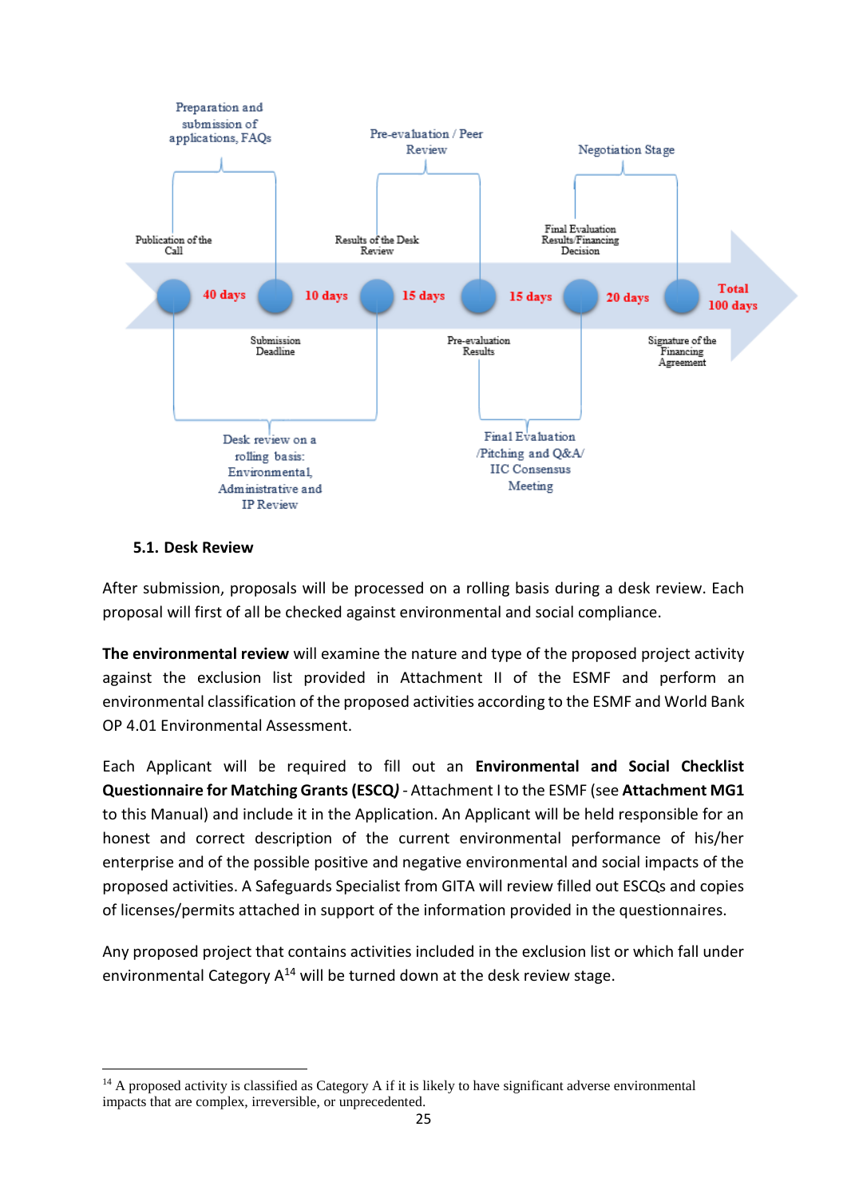Preparation and submission of applications, FAQs

Pre-evaluation / Peer Review

Negotiation Stage

Publication of the Call

Results of the Desk Review

Final Evaluation Results/Financing Decision

40 days | 10 days | 15 days | 15 days | 20 days | Total 100 days

Submission Deadline

Pre-evaluation Results

Signature of the Financing Agreement

Desk review on a rolling basis: Environmental, Administrative and IP Review

Final Evaluation /Pitching and Q&A/ IIC Consensus Meeting

### 5.1. Desk Review

After submission, proposals will be processed on a rolling basis during a desk review. Each proposal will first of all be checked against environmental and social compliance.

**The environmental review** will examine the nature and type of the proposed project activity against the exclusion list provided in Attachment II of the ESMF and perform an environmental classification of the proposed activities according to the ESMF and World Bank OP 4.01 Environmental Assessment.

Each Applicant will be required to fill out an **Environmental and Social Checklist Questionnaire for Matching Grants (ESCQ*)*** - Attachment I to the ESMF (see **Attachment MG1** to this Manual) and include it in the Application. An Applicant will be held responsible for an honest and correct description of the current environmental performance of his/her enterprise and of the possible positive and negative environmental and social impacts of the proposed activities. A Safeguards Specialist from GITA will review filled out ESCQs and copies of licenses/permits attached in support of the information provided in the questionnaires.

Any proposed project that contains activities included in the exclusion list or which fall under environmental Category A[14] will be turned down at the desk review stage.

[14] A proposed activity is classified as Category A if it is likely to have significant adverse environmental impacts that are complex, irreversible, or unprecedented.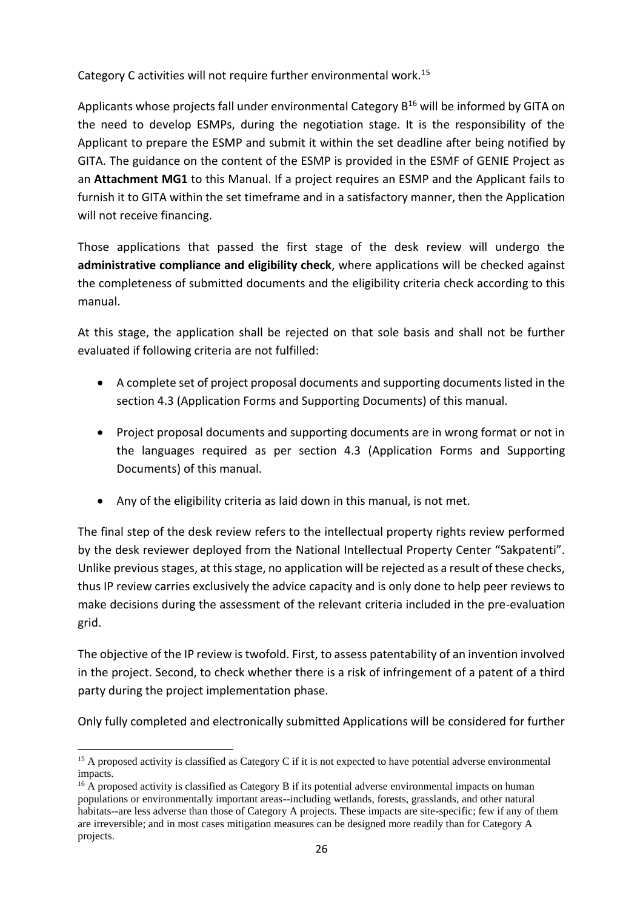Category C activities will not require further environmental work.[15]

Applicants whose projects fall under environmental Category B[16] will be informed by GITA on the need to develop ESMPs, during the negotiation stage. It is the responsibility of the Applicant to prepare the ESMP and submit it within the set deadline after being notified by GITA. The guidance on the content of the ESMP is provided in the ESMF of GENIE Project as an **Attachment MG1** to this Manual. If a project requires an ESMP and the Applicant fails to furnish it to GITA within the set timeframe and in a satisfactory manner, then the Application will not receive financing.

Those applications that passed the first stage of the desk review will undergo the **administrative compliance and eligibility check**, where applications will be checked against the completeness of submitted documents and the eligibility criteria check according to this manual.

At this stage, the application shall be rejected on that sole basis and shall not be further evaluated if following criteria are not fulfilled:

- A complete set of project proposal documents and supporting documents listed in the section 4.3 (Application Forms and Supporting Documents) of this manual.
- Project proposal documents and supporting documents are in wrong format or not in the languages required as per section 4.3 (Application Forms and Supporting Documents) of this manual.
- Any of the eligibility criteria as laid down in this manual, is not met.

The final step of the desk review refers to the intellectual property rights review performed by the desk reviewer deployed from the National Intellectual Property Center "Sakpatenti". Unlike previous stages, at this stage, no application will be rejected as a result of these checks, thus IP review carries exclusively the advice capacity and is only done to help peer reviews to make decisions during the assessment of the relevant criteria included in the pre-evaluation grid.

The objective of the IP review is twofold. First, to assess patentability of an invention involved in the project. Second, to check whether there is a risk of infringement of a patent of a third party during the project implementation phase.

Only fully completed and electronically submitted Applications will be considered for further

---

[15] A proposed activity is classified as Category C if it is not expected to have potential adverse environmental impacts.

[16] A proposed activity is classified as Category B if its potential adverse environmental impacts on human populations or environmentally important areas--including wetlands, forests, grasslands, and other natural habitats--are less adverse than those of Category A projects. These impacts are site-specific; few if any of them are irreversible; and in most cases mitigation measures can be designed more readily than for Category A projects.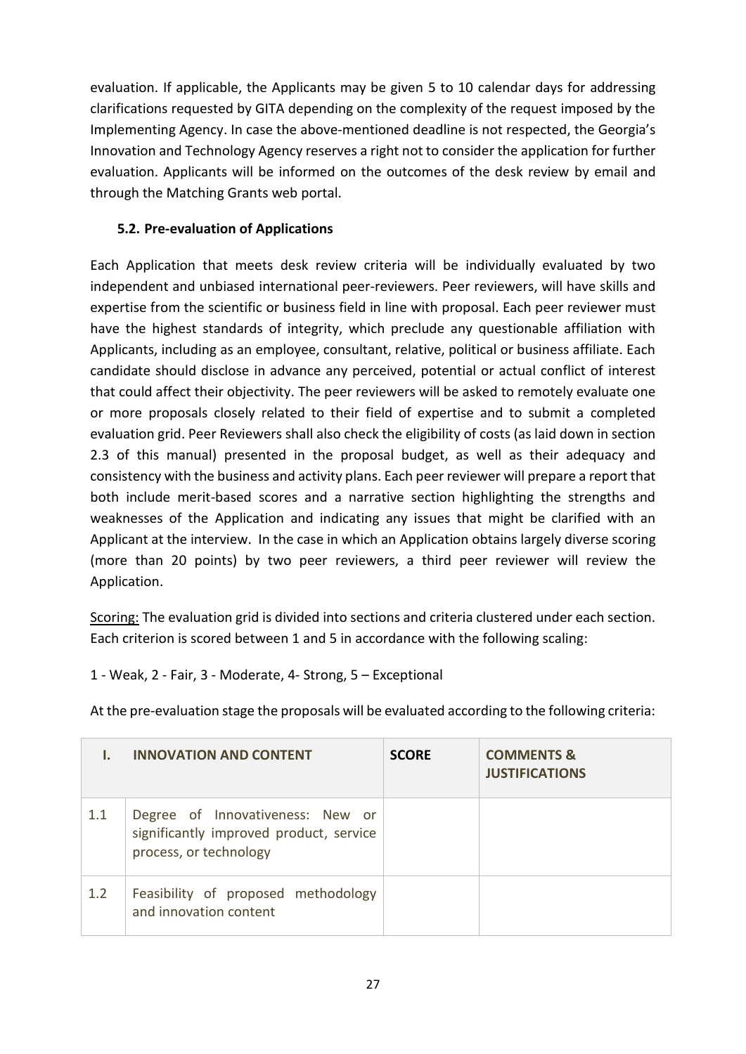evaluation. If applicable, the Applicants may be given 5 to 10 calendar days for addressing clarifications requested by GITA depending on the complexity of the request imposed by the Implementing Agency. In case the above-mentioned deadline is not respected, the Georgia's Innovation and Technology Agency reserves a right not to consider the application for further evaluation. Applicants will be informed on the outcomes of the desk review by email and through the Matching Grants web portal.

### 5.2. Pre-evaluation of Applications

Each Application that meets desk review criteria will be individually evaluated by two independent and unbiased international peer-reviewers. Peer reviewers, will have skills and expertise from the scientific or business field in line with proposal. Each peer reviewer must have the highest standards of integrity, which preclude any questionable affiliation with Applicants, including as an employee, consultant, relative, political or business affiliate. Each candidate should disclose in advance any perceived, potential or actual conflict of interest that could affect their objectivity. The peer reviewers will be asked to remotely evaluate one or more proposals closely related to their field of expertise and to submit a completed evaluation grid. Peer Reviewers shall also check the eligibility of costs (as laid down in section 2.3 of this manual) presented in the proposal budget, as well as their adequacy and consistency with the business and activity plans. Each peer reviewer will prepare a report that both include merit-based scores and a narrative section highlighting the strengths and weaknesses of the Application and indicating any issues that might be clarified with an Applicant at the interview. In the case in which an Application obtains largely diverse scoring (more than 20 points) by two peer reviewers, a third peer reviewer will review the Application.

<u>Scoring:</u> The evaluation grid is divided into sections and criteria clustered under each section. Each criterion is scored between 1 and 5 in accordance with the following scaling:

1 - Weak, 2 - Fair, 3 - Moderate, 4- Strong, 5 – Exceptional

At the pre-evaluation stage the proposals will be evaluated according to the following criteria:

| I. | INNOVATION AND CONTENT | SCORE | COMMENTS & JUSTIFICATIONS |
|---|---|---|---|
| 1.1 | Degree of Innovativeness: New or significantly improved product, service process, or technology | | |
| 1.2 | Feasibility of proposed methodology and innovation content | | |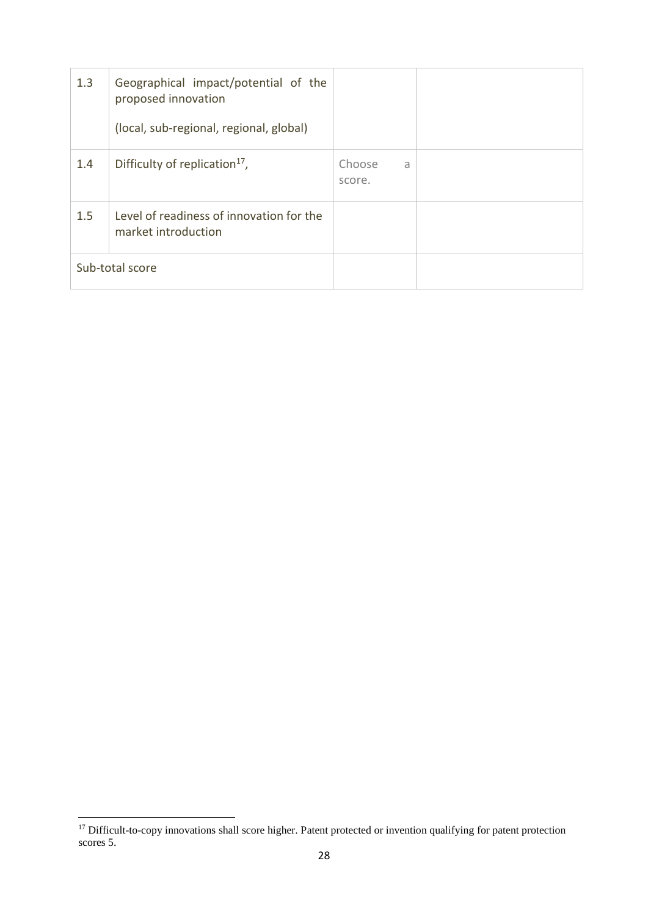| | | | |
|---|---|---|---|
| 1.3 | Geographical impact/potential of the proposed innovation<br><br>(local, sub-regional, regional, global) | | |
| 1.4 | Difficulty of replication[17], | Choose a score. | |
| 1.5 | Level of readiness of innovation for the market introduction | | |
| Sub-total score | | | |

[17] Difficult-to-copy innovations shall score higher. Patent protected or invention qualifying for patent protection scores 5.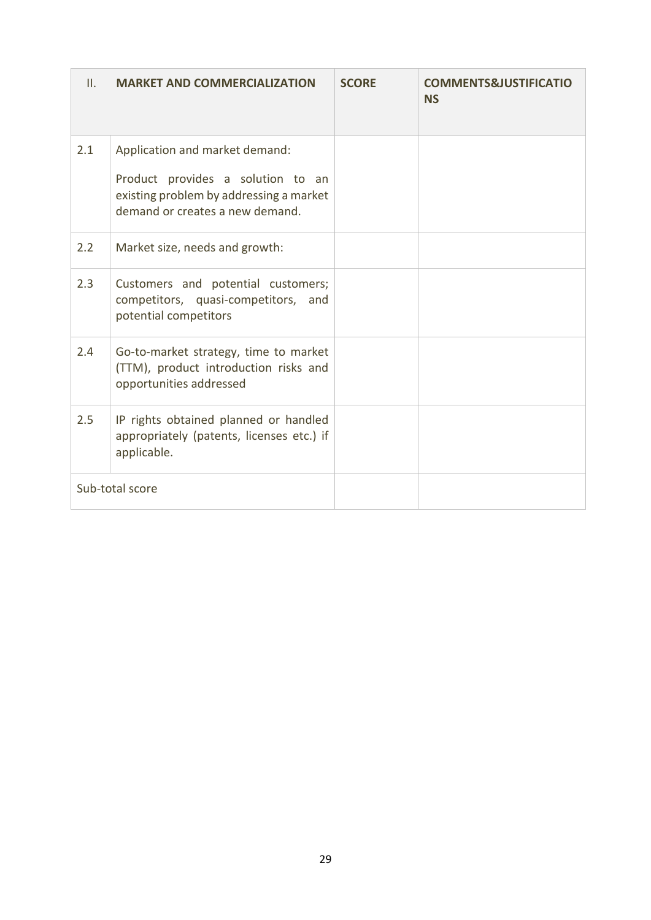| II. | MARKET AND COMMERCIALIZATION | SCORE | COMMENTS&JUSTIFICATIONS |
|---|---|---|---|
| 2.1 | Application and market demand:<br><br>Product provides a solution to an existing problem by addressing a market demand or creates a new demand. | | |
| 2.2 | Market size, needs and growth: | | |
| 2.3 | Customers and potential customers; competitors, quasi-competitors, and potential competitors | | |
| 2.4 | Go-to-market strategy, time to market (TTM), product introduction risks and opportunities addressed | | |
| 2.5 | IP rights obtained planned or handled appropriately (patents, licenses etc.) if applicable. | | |
| Sub-total score | | | |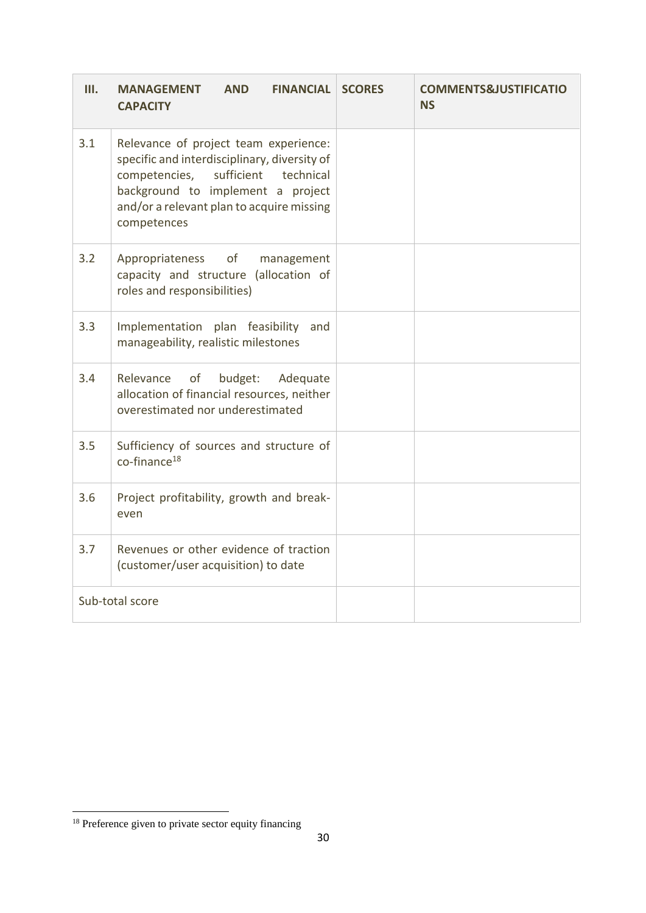| III. | MANAGEMENT AND FINANCIAL CAPACITY | SCORES | COMMENTS&JUSTIFICATIONS |
|---|---|---|---|
| 3.1 | Relevance of project team experience: specific and interdisciplinary, diversity of competencies, sufficient technical background to implement a project and/or a relevant plan to acquire missing competences | | |
| 3.2 | Appropriateness of management capacity and structure (allocation of roles and responsibilities) | | |
| 3.3 | Implementation plan feasibility and manageability, realistic milestones | | |
| 3.4 | Relevance of budget: Adequate allocation of financial resources, neither overestimated nor underestimated | | |
| 3.5 | Sufficiency of sources and structure of co-finance[18] | | |
| 3.6 | Project profitability, growth and break-even | | |
| 3.7 | Revenues or other evidence of traction (customer/user acquisition) to date | | |
| Sub-total score | | | |

[18] Preference given to private sector equity financing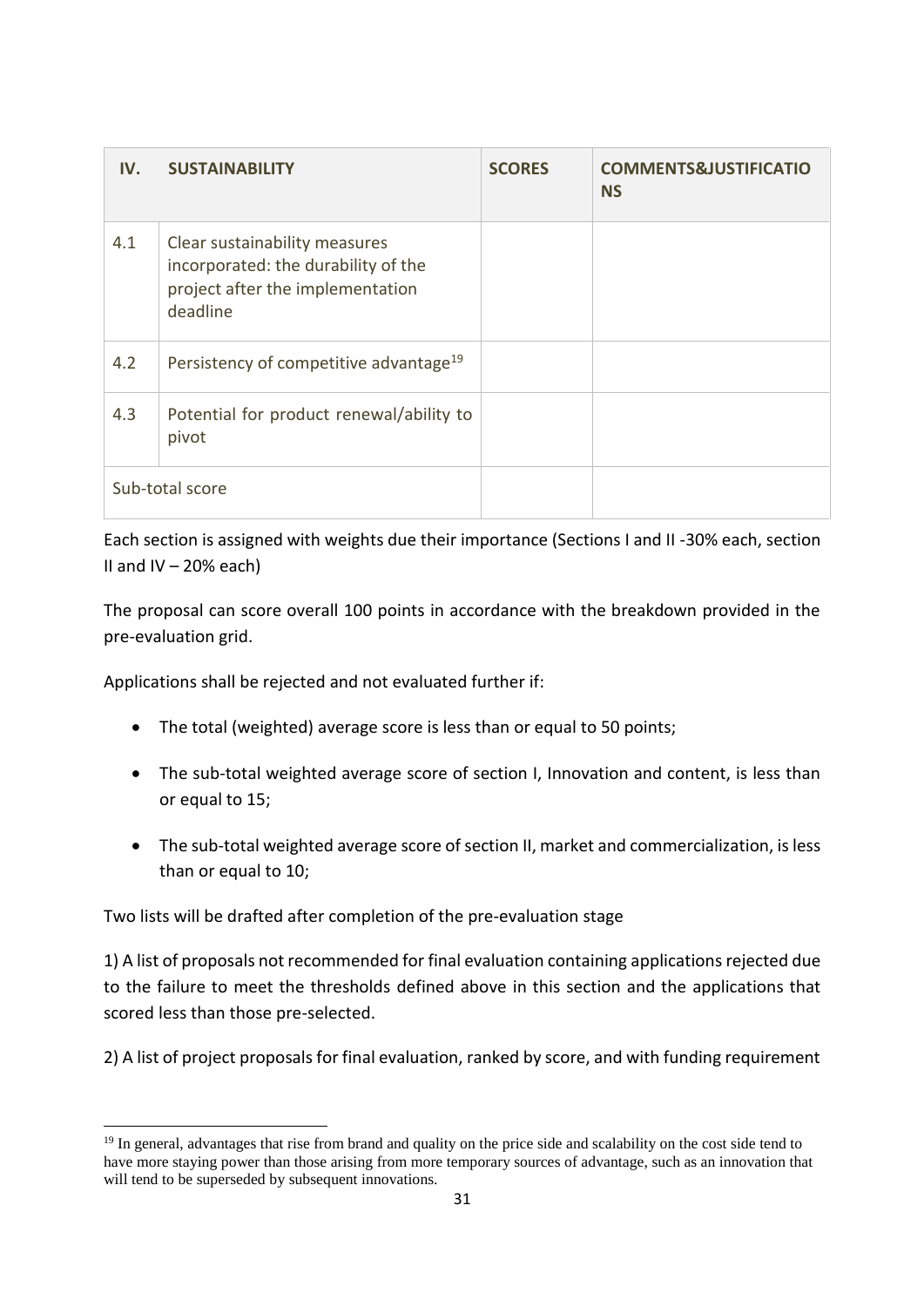| IV. | SUSTAINABILITY | SCORES | COMMENTS&JUSTIFICATIONS |
|---|---|---|---|
| 4.1 | Clear sustainability measures incorporated: the durability of the project after the implementation deadline | | |
| 4.2 | Persistency of competitive advantage[19] | | |
| 4.3 | Potential for product renewal/ability to pivot | | |
| Sub-total score | | | |

Each section is assigned with weights due their importance (Sections I and II -30% each, section II and IV – 20% each)

The proposal can score overall 100 points in accordance with the breakdown provided in the pre-evaluation grid.

Applications shall be rejected and not evaluated further if:

- The total (weighted) average score is less than or equal to 50 points;
- The sub-total weighted average score of section I, Innovation and content, is less than or equal to 15;
- The sub-total weighted average score of section II, market and commercialization, is less than or equal to 10;

Two lists will be drafted after completion of the pre-evaluation stage

1) A list of proposals not recommended for final evaluation containing applications rejected due to the failure to meet the thresholds defined above in this section and the applications that scored less than those pre-selected.

2) A list of project proposals for final evaluation, ranked by score, and with funding requirement

[19] In general, advantages that rise from brand and quality on the price side and scalability on the cost side tend to have more staying power than those arising from more temporary sources of advantage, such as an innovation that will tend to be superseded by subsequent innovations.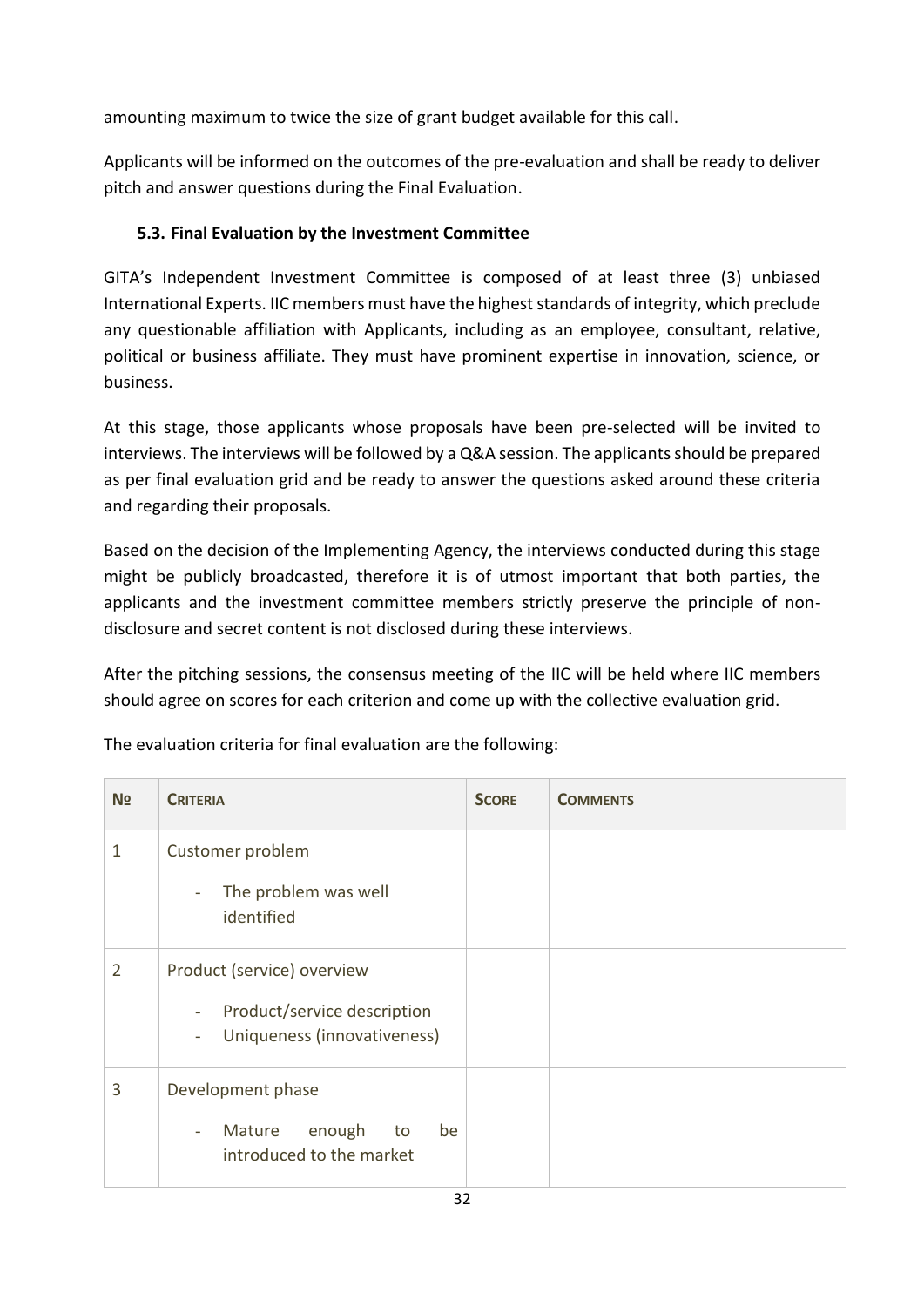amounting maximum to twice the size of grant budget available for this call.

Applicants will be informed on the outcomes of the pre-evaluation and shall be ready to deliver pitch and answer questions during the Final Evaluation.

### 5.3. Final Evaluation by the Investment Committee

GITA's Independent Investment Committee is composed of at least three (3) unbiased International Experts. IIC members must have the highest standards of integrity, which preclude any questionable affiliation with Applicants, including as an employee, consultant, relative, political or business affiliate. They must have prominent expertise in innovation, science, or business.

At this stage, those applicants whose proposals have been pre-selected will be invited to interviews. The interviews will be followed by a Q&A session. The applicants should be prepared as per final evaluation grid and be ready to answer the questions asked around these criteria and regarding their proposals.

Based on the decision of the Implementing Agency, the interviews conducted during this stage might be publicly broadcasted, therefore it is of utmost important that both parties, the applicants and the investment committee members strictly preserve the principle of non-disclosure and secret content is not disclosed during these interviews.

After the pitching sessions, the consensus meeting of the IIC will be held where IIC members should agree on scores for each criterion and come up with the collective evaluation grid.

The evaluation criteria for final evaluation are the following:

| № | CRITERIA | SCORE | COMMENTS |
|---|---|---|---|
| 1 | Customer problem<br>- The problem was well identified | | |
| 2 | Product (service) overview<br>- Product/service description<br>- Uniqueness (innovativeness) | | |
| 3 | Development phase<br>- Mature enough to be introduced to the market | | |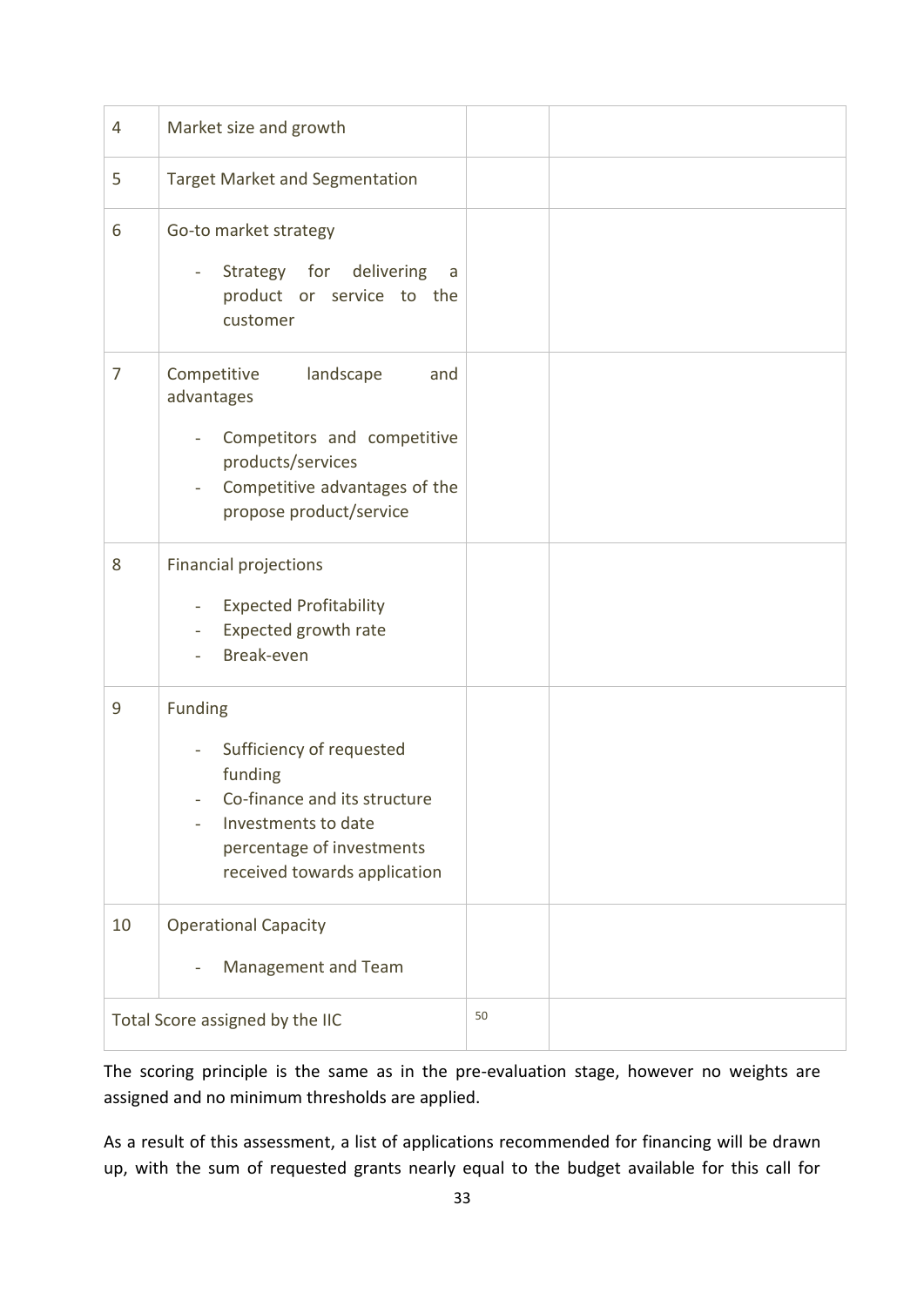| | | | |
|---|---|---|---|
| 4 | Market size and growth | | |
| 5 | Target Market and Segmentation | | |
| 6 | Go-to market strategy<br>- Strategy for delivering a product or service to the customer | | |
| 7 | Competitive landscape and advantages<br>- Competitors and competitive products/services<br>- Competitive advantages of the propose product/service | | |
| 8 | Financial projections<br>- Expected Profitability<br>- Expected growth rate<br>- Break-even | | |
| 9 | Funding<br>- Sufficiency of requested funding<br>- Co-finance and its structure<br>- Investments to date percentage of investments received towards application | | |
| 10 | Operational Capacity<br>- Management and Team | | |
| Total Score assigned by the IIC | | 50 | |

The scoring principle is the same as in the pre-evaluation stage, however no weights are assigned and no minimum thresholds are applied.

As a result of this assessment, a list of applications recommended for financing will be drawn up, with the sum of requested grants nearly equal to the budget available for this call for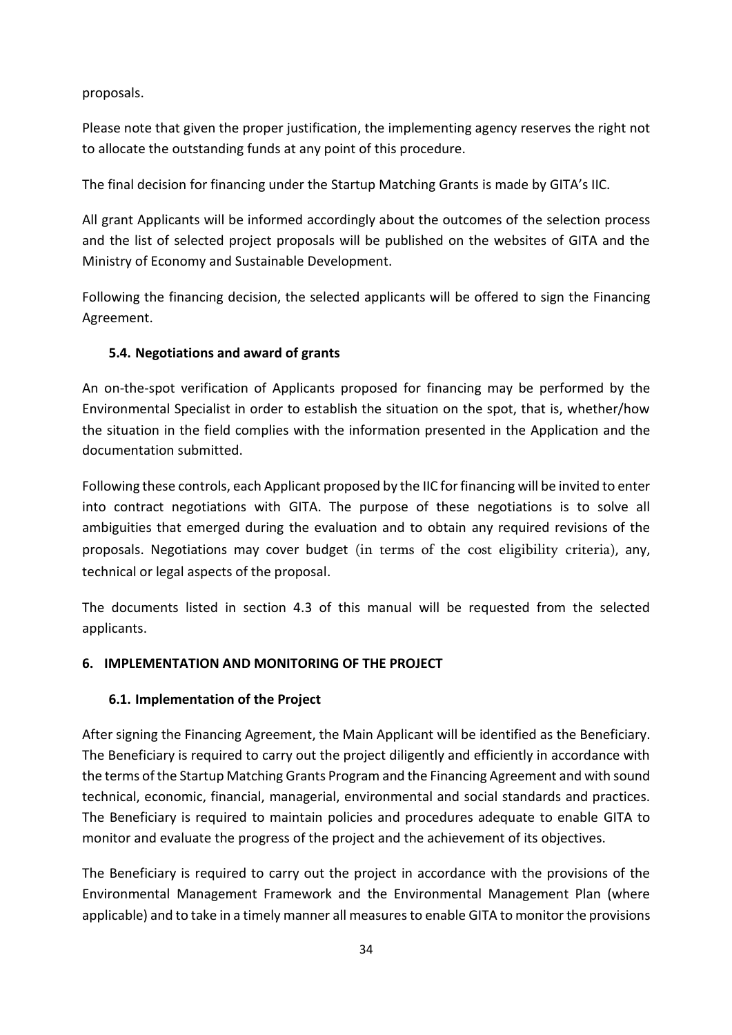proposals.

Please note that given the proper justification, the implementing agency reserves the right not to allocate the outstanding funds at any point of this procedure.

The final decision for financing under the Startup Matching Grants is made by GITA's IIC.

All grant Applicants will be informed accordingly about the outcomes of the selection process and the list of selected project proposals will be published on the websites of GITA and the Ministry of Economy and Sustainable Development.

Following the financing decision, the selected applicants will be offered to sign the Financing Agreement.

### 5.4. Negotiations and award of grants

An on-the-spot verification of Applicants proposed for financing may be performed by the Environmental Specialist in order to establish the situation on the spot, that is, whether/how the situation in the field complies with the information presented in the Application and the documentation submitted.

Following these controls, each Applicant proposed by the IIC for financing will be invited to enter into contract negotiations with GITA. The purpose of these negotiations is to solve all ambiguities that emerged during the evaluation and to obtain any required revisions of the proposals. Negotiations may cover budget (in terms of the cost eligibility criteria), any, technical or legal aspects of the proposal.

The documents listed in section 4.3 of this manual will be requested from the selected applicants.

## 6. IMPLEMENTATION AND MONITORING OF THE PROJECT

### 6.1. Implementation of the Project

After signing the Financing Agreement, the Main Applicant will be identified as the Beneficiary. The Beneficiary is required to carry out the project diligently and efficiently in accordance with the terms of the Startup Matching Grants Program and the Financing Agreement and with sound technical, economic, financial, managerial, environmental and social standards and practices. The Beneficiary is required to maintain policies and procedures adequate to enable GITA to monitor and evaluate the progress of the project and the achievement of its objectives.

The Beneficiary is required to carry out the project in accordance with the provisions of the Environmental Management Framework and the Environmental Management Plan (where applicable) and to take in a timely manner all measures to enable GITA to monitor the provisions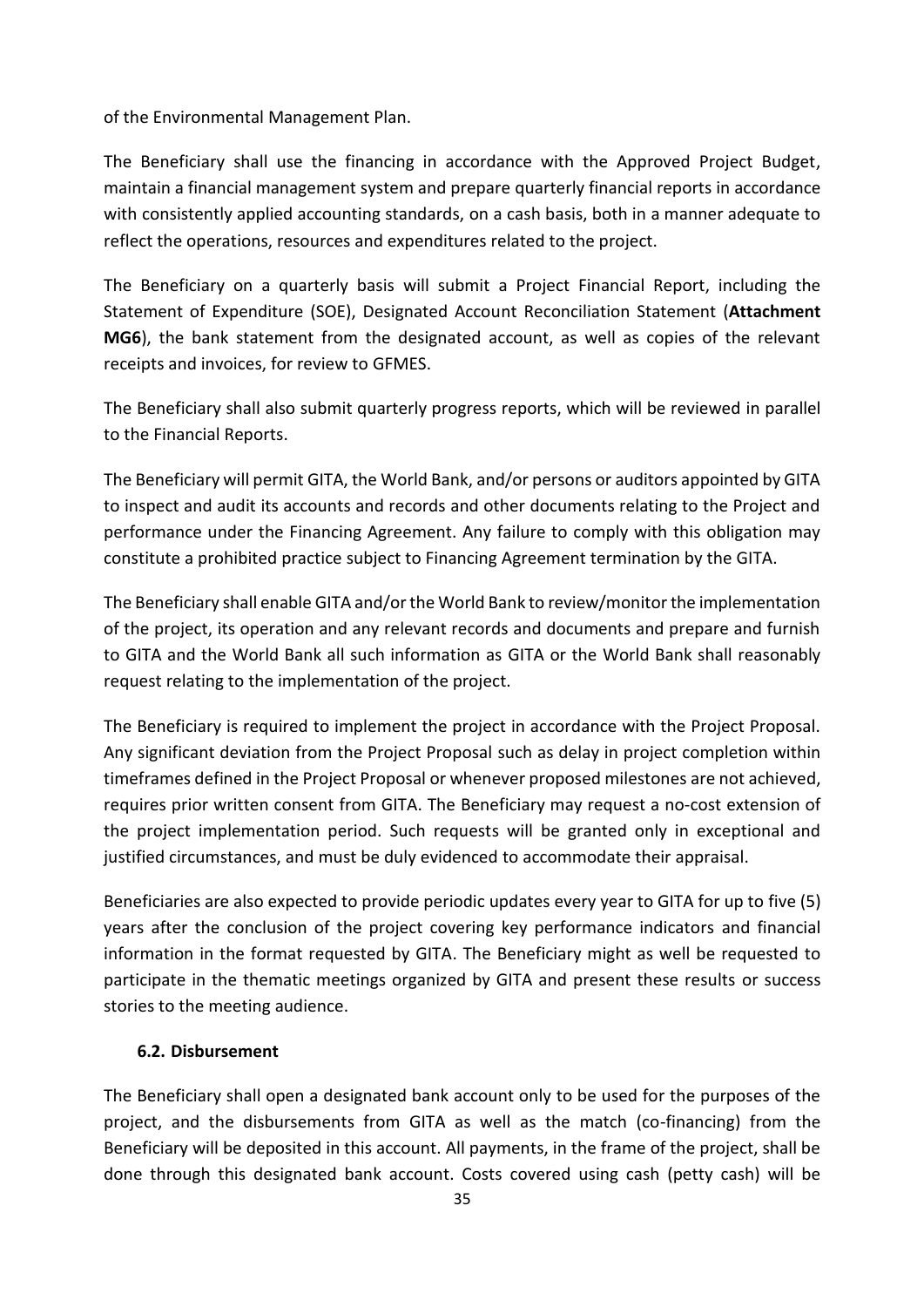of the Environmental Management Plan.

The Beneficiary shall use the financing in accordance with the Approved Project Budget, maintain a financial management system and prepare quarterly financial reports in accordance with consistently applied accounting standards, on a cash basis, both in a manner adequate to reflect the operations, resources and expenditures related to the project.

The Beneficiary on a quarterly basis will submit a Project Financial Report, including the Statement of Expenditure (SOE), Designated Account Reconciliation Statement (**Attachment MG6**), the bank statement from the designated account, as well as copies of the relevant receipts and invoices, for review to GFMES.

The Beneficiary shall also submit quarterly progress reports, which will be reviewed in parallel to the Financial Reports.

The Beneficiary will permit GITA, the World Bank, and/or persons or auditors appointed by GITA to inspect and audit its accounts and records and other documents relating to the Project and performance under the Financing Agreement. Any failure to comply with this obligation may constitute a prohibited practice subject to Financing Agreement termination by the GITA.

The Beneficiary shall enable GITA and/or the World Bank to review/monitor the implementation of the project, its operation and any relevant records and documents and prepare and furnish to GITA and the World Bank all such information as GITA or the World Bank shall reasonably request relating to the implementation of the project.

The Beneficiary is required to implement the project in accordance with the Project Proposal. Any significant deviation from the Project Proposal such as delay in project completion within timeframes defined in the Project Proposal or whenever proposed milestones are not achieved, requires prior written consent from GITA. The Beneficiary may request a no-cost extension of the project implementation period. Such requests will be granted only in exceptional and justified circumstances, and must be duly evidenced to accommodate their appraisal.

Beneficiaries are also expected to provide periodic updates every year to GITA for up to five (5) years after the conclusion of the project covering key performance indicators and financial information in the format requested by GITA. The Beneficiary might as well be requested to participate in the thematic meetings organized by GITA and present these results or success stories to the meeting audience.

### 6.2. Disbursement

The Beneficiary shall open a designated bank account only to be used for the purposes of the project, and the disbursements from GITA as well as the match (co-financing) from the Beneficiary will be deposited in this account. All payments, in the frame of the project, shall be done through this designated bank account. Costs covered using cash (petty cash) will be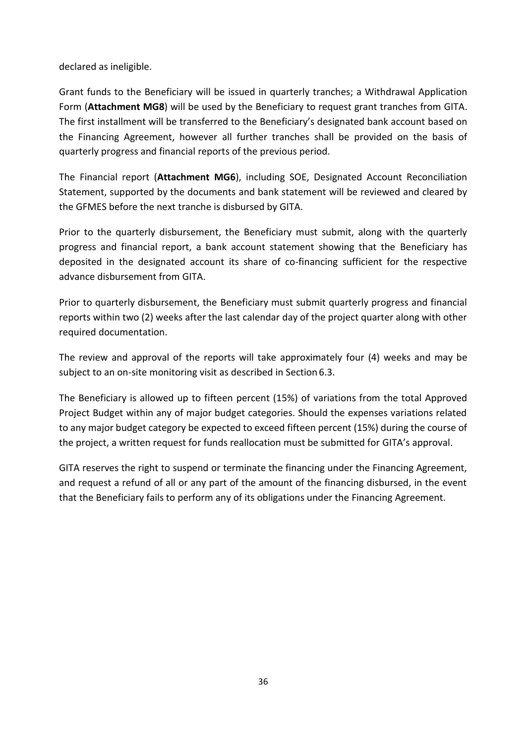declared as ineligible.

Grant funds to the Beneficiary will be issued in quarterly tranches; a Withdrawal Application Form (**Attachment MG8**) will be used by the Beneficiary to request grant tranches from GITA. The first installment will be transferred to the Beneficiary's designated bank account based on the Financing Agreement, however all further tranches shall be provided on the basis of quarterly progress and financial reports of the previous period.

The Financial report (**Attachment MG6**), including SOE, Designated Account Reconciliation Statement, supported by the documents and bank statement will be reviewed and cleared by the GFMES before the next tranche is disbursed by GITA.

Prior to the quarterly disbursement, the Beneficiary must submit, along with the quarterly progress and financial report, a bank account statement showing that the Beneficiary has deposited in the designated account its share of co-financing sufficient for the respective advance disbursement from GITA.

Prior to quarterly disbursement, the Beneficiary must submit quarterly progress and financial reports within two (2) weeks after the last calendar day of the project quarter along with other required documentation.

The review and approval of the reports will take approximately four (4) weeks and may be subject to an on-site monitoring visit as described in Section 6.3.

The Beneficiary is allowed up to fifteen percent (15%) of variations from the total Approved Project Budget within any of major budget categories. Should the expenses variations related to any major budget category be expected to exceed fifteen percent (15%) during the course of the project, a written request for funds reallocation must be submitted for GITA's approval.

GITA reserves the right to suspend or terminate the financing under the Financing Agreement, and request a refund of all or any part of the amount of the financing disbursed, in the event that the Beneficiary fails to perform any of its obligations under the Financing Agreement.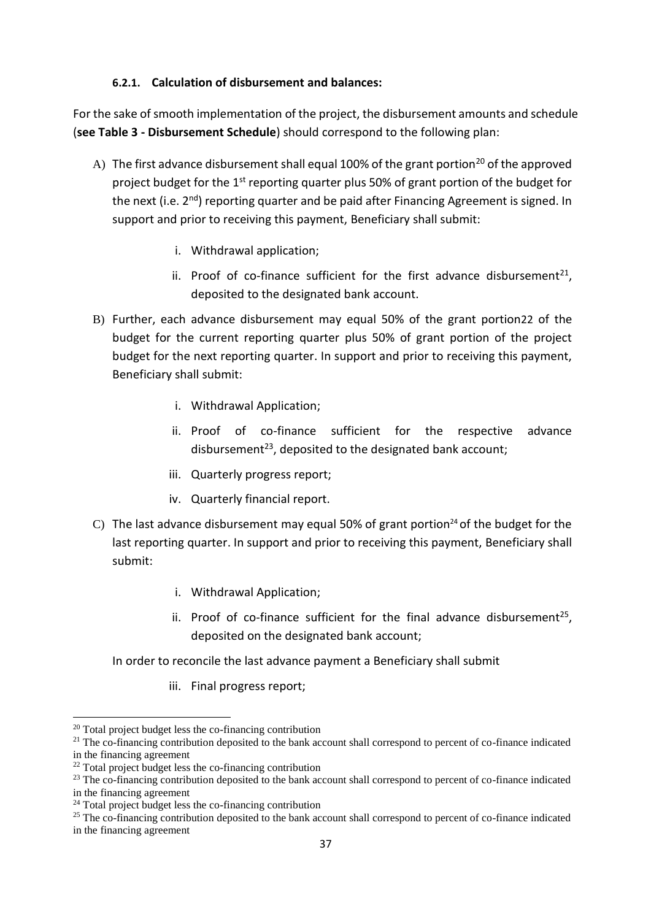#### 6.2.1. Calculation of disbursement and balances:

For the sake of smooth implementation of the project, the disbursement amounts and schedule (**see Table 3 - Disbursement Schedule**) should correspond to the following plan:

A) The first advance disbursement shall equal 100% of the grant portion[20] of the approved project budget for the 1st reporting quarter plus 50% of grant portion of the budget for the next (i.e. 2nd) reporting quarter and be paid after Financing Agreement is signed. In support and prior to receiving this payment, Beneficiary shall submit:

   i. Withdrawal application;

   ii. Proof of co-finance sufficient for the first advance disbursement[21], deposited to the designated bank account.

B) Further, each advance disbursement may equal 50% of the grant portion22 of the budget for the current reporting quarter plus 50% of grant portion of the project budget for the next reporting quarter. In support and prior to receiving this payment, Beneficiary shall submit:

   i. Withdrawal Application;

   ii. Proof of co-finance sufficient for the respective advance disbursement[23], deposited to the designated bank account;

   iii. Quarterly progress report;

   iv. Quarterly financial report.

C) The last advance disbursement may equal 50% of grant portion[24] of the budget for the last reporting quarter. In support and prior to receiving this payment, Beneficiary shall submit:

   i. Withdrawal Application;

   ii. Proof of co-finance sufficient for the final advance disbursement[25], deposited on the designated bank account;

   In order to reconcile the last advance payment a Beneficiary shall submit

   iii. Final progress report;

---

[20] Total project budget less the co-financing contribution

[21] The co-financing contribution deposited to the bank account shall correspond to percent of co-finance indicated in the financing agreement

[22] Total project budget less the co-financing contribution

[23] The co-financing contribution deposited to the bank account shall correspond to percent of co-finance indicated in the financing agreement

[24] Total project budget less the co-financing contribution

[25] The co-financing contribution deposited to the bank account shall correspond to percent of co-finance indicated in the financing agreement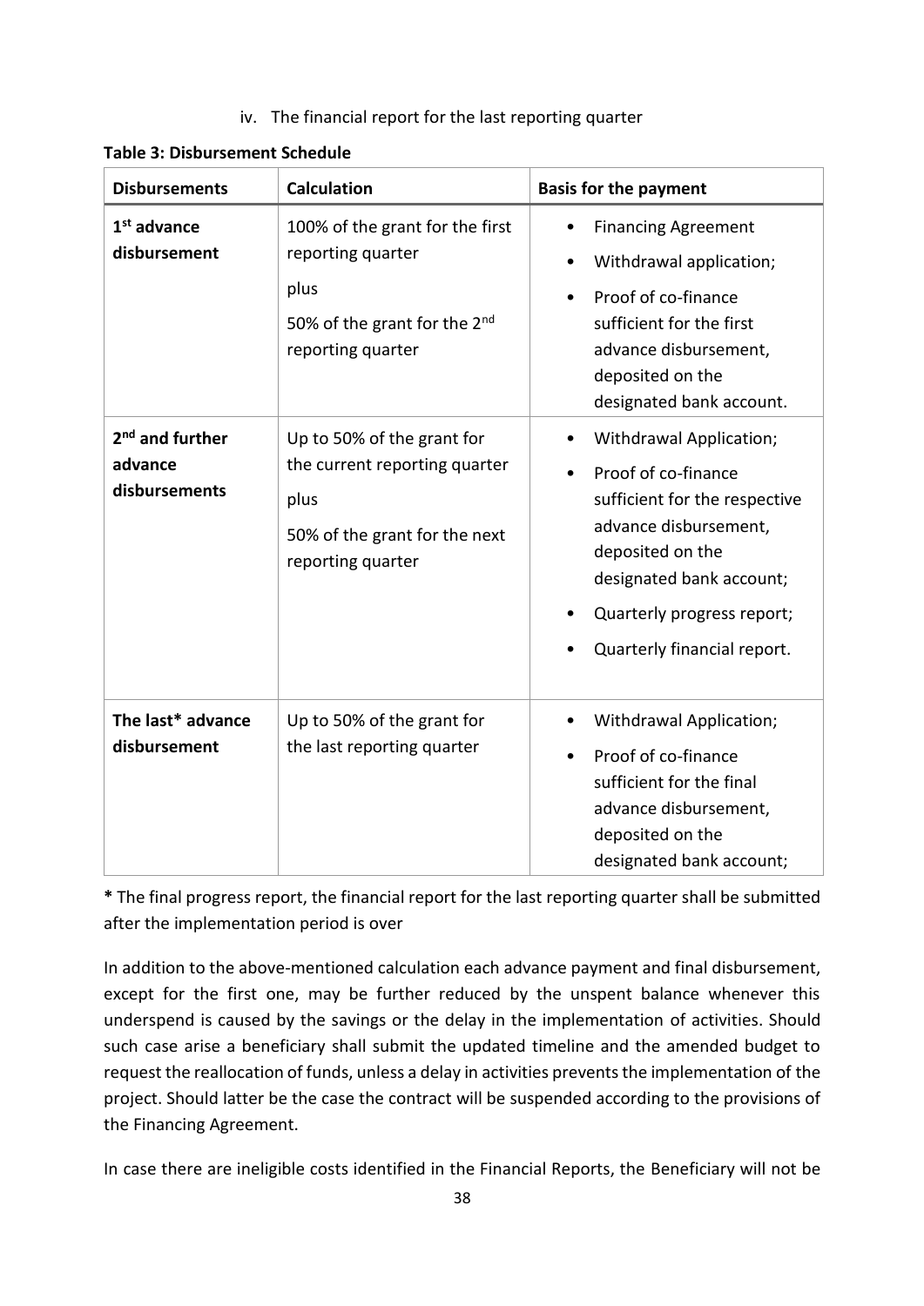iv. The financial report for the last reporting quarter

**Table 3: Disbursement Schedule**

| Disbursements | Calculation | Basis for the payment |
|---|---|---|
| **1st advance disbursement** | 100% of the grant for the first reporting quarter<br>plus<br>50% of the grant for the 2nd reporting quarter | • Financing Agreement<br>• Withdrawal application;<br>• Proof of co-finance sufficient for the first advance disbursement, deposited on the designated bank account. |
| **2nd and further advance disbursements** | Up to 50% of the grant for the current reporting quarter<br>plus<br>50% of the grant for the next reporting quarter | • Withdrawal Application;<br>• Proof of co-finance sufficient for the respective advance disbursement, deposited on the designated bank account;<br>• Quarterly progress report;<br>• Quarterly financial report. |
| **The last* advance disbursement** | Up to 50% of the grant for the last reporting quarter | • Withdrawal Application;<br>• Proof of co-finance sufficient for the final advance disbursement, deposited on the designated bank account; |

**\*** The final progress report, the financial report for the last reporting quarter shall be submitted after the implementation period is over

In addition to the above-mentioned calculation each advance payment and final disbursement, except for the first one, may be further reduced by the unspent balance whenever this underspend is caused by the savings or the delay in the implementation of activities. Should such case arise a beneficiary shall submit the updated timeline and the amended budget to request the reallocation of funds, unless a delay in activities prevents the implementation of the project. Should latter be the case the contract will be suspended according to the provisions of the Financing Agreement.

In case there are ineligible costs identified in the Financial Reports, the Beneficiary will not be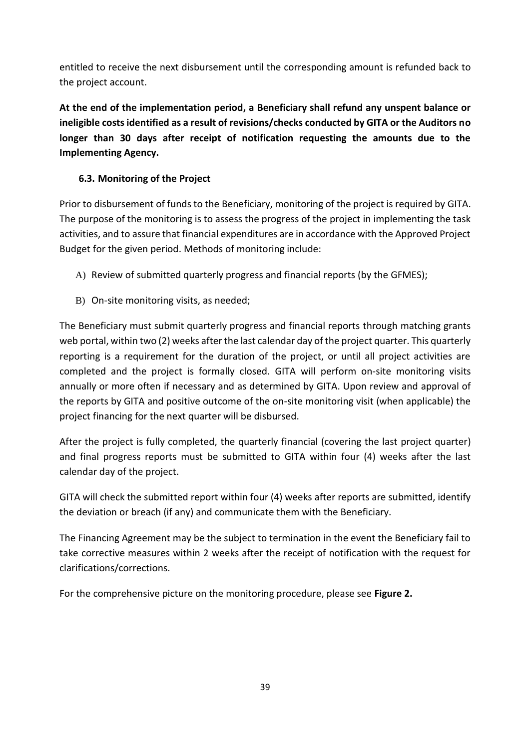entitled to receive the next disbursement until the corresponding amount is refunded back to the project account.

**At the end of the implementation period, a Beneficiary shall refund any unspent balance or ineligible costs identified as a result of revisions/checks conducted by GITA or the Auditors no longer than 30 days after receipt of notification requesting the amounts due to the Implementing Agency.**

### 6.3. Monitoring of the Project

Prior to disbursement of funds to the Beneficiary, monitoring of the project is required by GITA. The purpose of the monitoring is to assess the progress of the project in implementing the task activities, and to assure that financial expenditures are in accordance with the Approved Project Budget for the given period. Methods of monitoring include:

A) Review of submitted quarterly progress and financial reports (by the GFMES);

B) On-site monitoring visits, as needed;

The Beneficiary must submit quarterly progress and financial reports through matching grants web portal, within two (2) weeks after the last calendar day of the project quarter. This quarterly reporting is a requirement for the duration of the project, or until all project activities are completed and the project is formally closed. GITA will perform on-site monitoring visits annually or more often if necessary and as determined by GITA. Upon review and approval of the reports by GITA and positive outcome of the on-site monitoring visit (when applicable) the project financing for the next quarter will be disbursed.

After the project is fully completed, the quarterly financial (covering the last project quarter) and final progress reports must be submitted to GITA within four (4) weeks after the last calendar day of the project.

GITA will check the submitted report within four (4) weeks after reports are submitted, identify the deviation or breach (if any) and communicate them with the Beneficiary.

The Financing Agreement may be the subject to termination in the event the Beneficiary fail to take corrective measures within 2 weeks after the receipt of notification with the request for clarifications/corrections.

For the comprehensive picture on the monitoring procedure, please see **Figure 2.**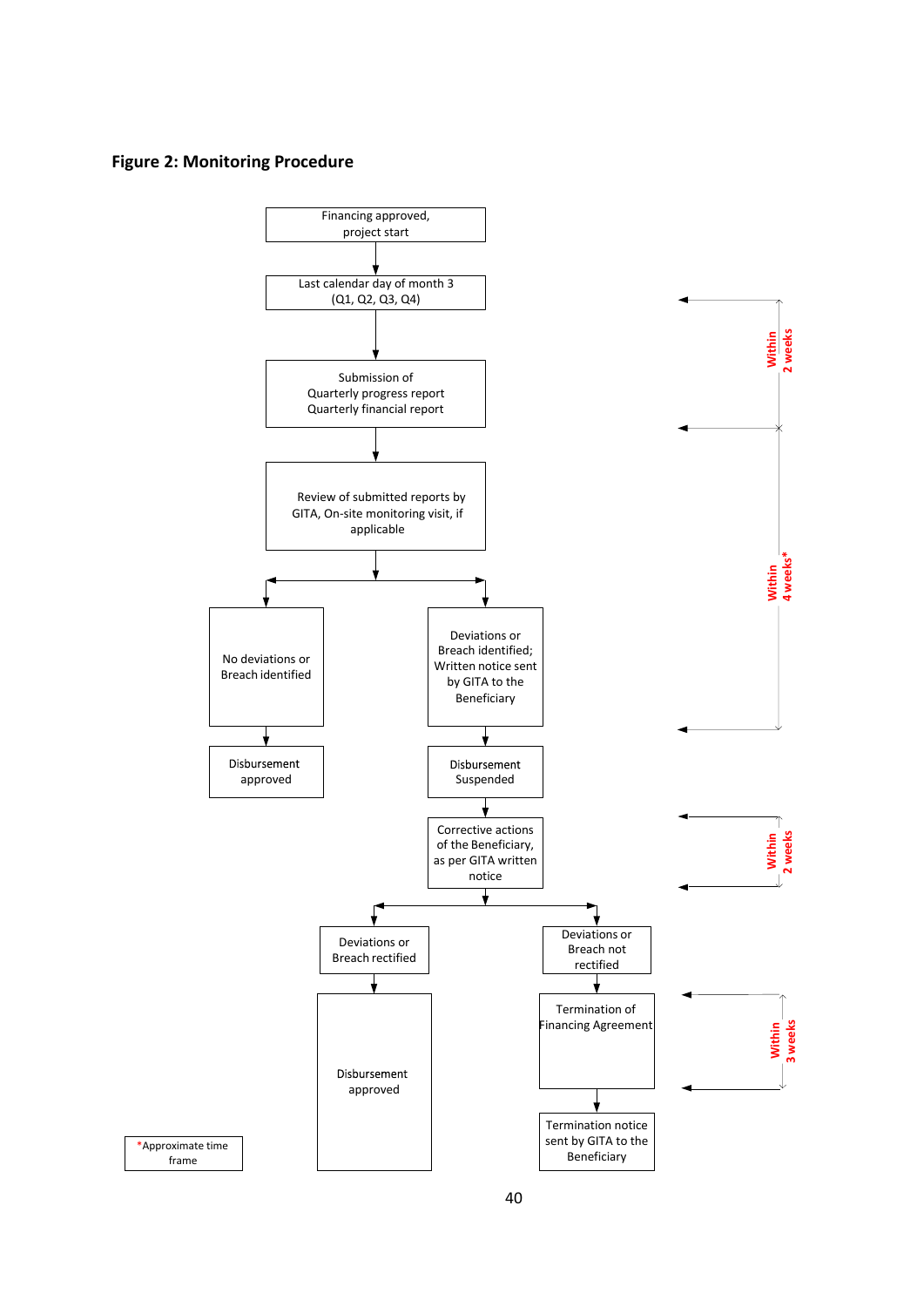## Figure 2: Monitoring Procedure

Financing approved, project start

Last calendar day of month 3 (Q1, Q2, Q3, Q4)

Submission of
Quarterly progress report
Quarterly financial report

Review of submitted reports by GITA, On-site monitoring visit, if applicable

No deviations or Breach identified

Disbursement approved

Deviations or Breach identified; Written notice sent by GITA to the Beneficiary

Disbursement Suspended

Corrective actions of the Beneficiary, as per GITA written notice

Deviations or Breach rectified

Disbursement approved

Deviations or Breach not rectified

Termination of Financing Agreement

Termination notice sent by GITA to the Beneficiary

Within 2 weeks*

Within 4 weeks*

Within 2 weeks

Within 3 weeks

*Approximate time frame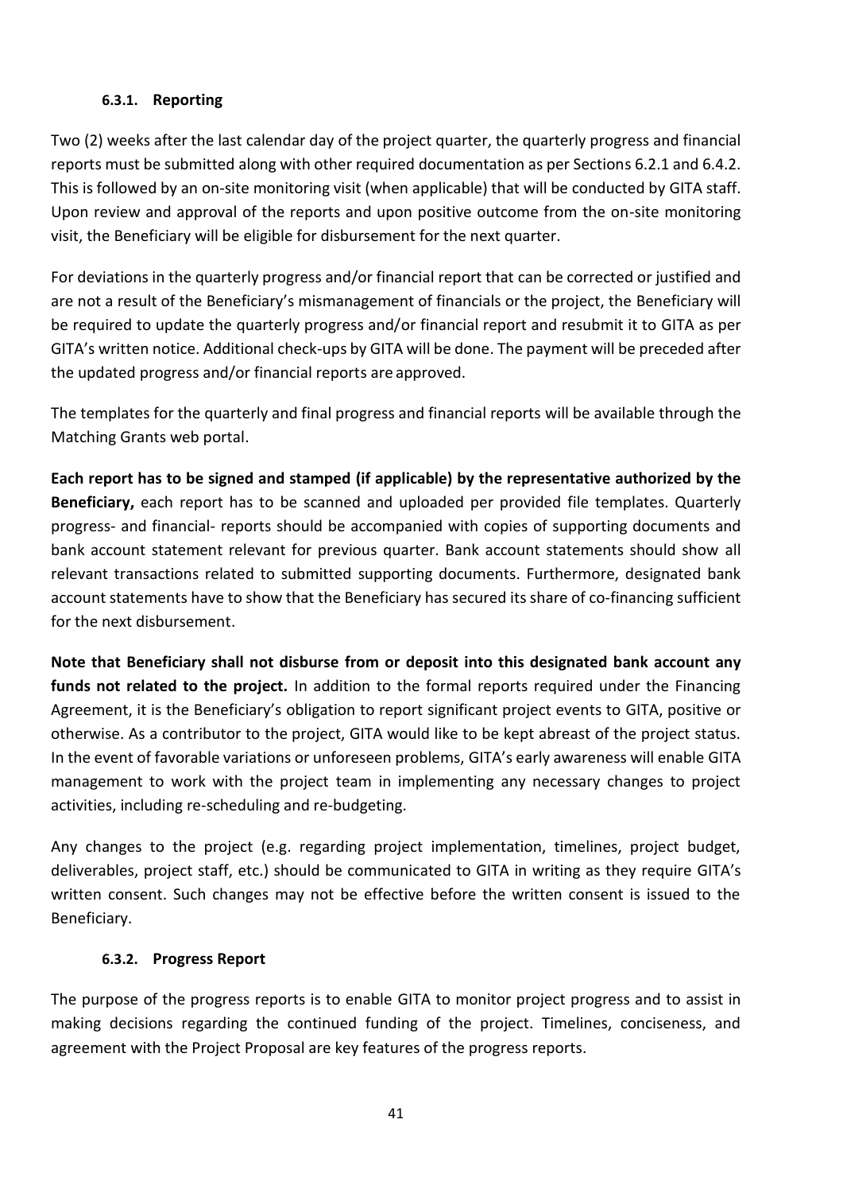#### 6.3.1. Reporting

Two (2) weeks after the last calendar day of the project quarter, the quarterly progress and financial reports must be submitted along with other required documentation as per Sections 6.2.1 and 6.4.2. This is followed by an on-site monitoring visit (when applicable) that will be conducted by GITA staff. Upon review and approval of the reports and upon positive outcome from the on-site monitoring visit, the Beneficiary will be eligible for disbursement for the next quarter.

For deviations in the quarterly progress and/or financial report that can be corrected or justified and are not a result of the Beneficiary's mismanagement of financials or the project, the Beneficiary will be required to update the quarterly progress and/or financial report and resubmit it to GITA as per GITA's written notice. Additional check-ups by GITA will be done. The payment will be preceded after the updated progress and/or financial reports are approved.

The templates for the quarterly and final progress and financial reports will be available through the Matching Grants web portal.

**Each report has to be signed and stamped (if applicable) by the representative authorized by the Beneficiary,** each report has to be scanned and uploaded per provided file templates. Quarterly progress- and financial- reports should be accompanied with copies of supporting documents and bank account statement relevant for previous quarter. Bank account statements should show all relevant transactions related to submitted supporting documents. Furthermore, designated bank account statements have to show that the Beneficiary has secured its share of co-financing sufficient for the next disbursement.

**Note that Beneficiary shall not disburse from or deposit into this designated bank account any funds not related to the project.** In addition to the formal reports required under the Financing Agreement, it is the Beneficiary's obligation to report significant project events to GITA, positive or otherwise. As a contributor to the project, GITA would like to be kept abreast of the project status. In the event of favorable variations or unforeseen problems, GITA's early awareness will enable GITA management to work with the project team in implementing any necessary changes to project activities, including re-scheduling and re-budgeting.

Any changes to the project (e.g. regarding project implementation, timelines, project budget, deliverables, project staff, etc.) should be communicated to GITA in writing as they require GITA's written consent. Such changes may not be effective before the written consent is issued to the Beneficiary.

#### 6.3.2. Progress Report

The purpose of the progress reports is to enable GITA to monitor project progress and to assist in making decisions regarding the continued funding of the project. Timelines, conciseness, and agreement with the Project Proposal are key features of the progress reports.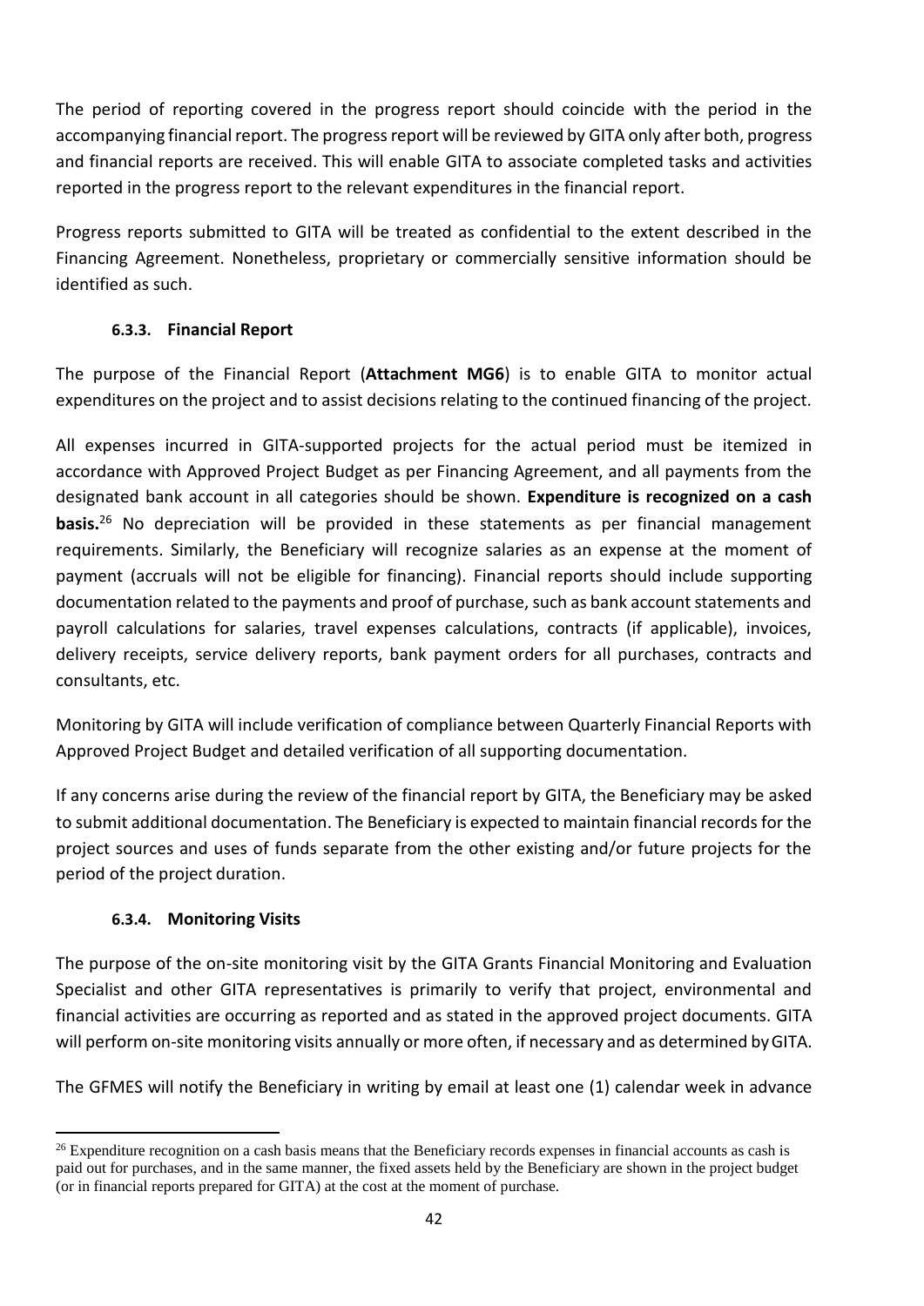The period of reporting covered in the progress report should coincide with the period in the accompanying financial report. The progress report will be reviewed by GITA only after both, progress and financial reports are received. This will enable GITA to associate completed tasks and activities reported in the progress report to the relevant expenditures in the financial report.

Progress reports submitted to GITA will be treated as confidential to the extent described in the Financing Agreement. Nonetheless, proprietary or commercially sensitive information should be identified as such.

#### 6.3.3. Financial Report

The purpose of the Financial Report (**Attachment MG6**) is to enable GITA to monitor actual expenditures on the project and to assist decisions relating to the continued financing of the project.

All expenses incurred in GITA-supported projects for the actual period must be itemized in accordance with Approved Project Budget as per Financing Agreement, and all payments from the designated bank account in all categories should be shown. **Expenditure is recognized on a cash basis.**[26] No depreciation will be provided in these statements as per financial management requirements. Similarly, the Beneficiary will recognize salaries as an expense at the moment of payment (accruals will not be eligible for financing). Financial reports should include supporting documentation related to the payments and proof of purchase, such as bank account statements and payroll calculations for salaries, travel expenses calculations, contracts (if applicable), invoices, delivery receipts, service delivery reports, bank payment orders for all purchases, contracts and consultants, etc.

Monitoring by GITA will include verification of compliance between Quarterly Financial Reports with Approved Project Budget and detailed verification of all supporting documentation.

If any concerns arise during the review of the financial report by GITA, the Beneficiary may be asked to submit additional documentation. The Beneficiary is expected to maintain financial records for the project sources and uses of funds separate from the other existing and/or future projects for the period of the project duration.

#### 6.3.4. Monitoring Visits

The purpose of the on-site monitoring visit by the GITA Grants Financial Monitoring and Evaluation Specialist and other GITA representatives is primarily to verify that project, environmental and financial activities are occurring as reported and as stated in the approved project documents. GITA will perform on-site monitoring visits annually or more often, if necessary and as determined by GITA.

The GFMES will notify the Beneficiary in writing by email at least one (1) calendar week in advance

---

[26] Expenditure recognition on a cash basis means that the Beneficiary records expenses in financial accounts as cash is paid out for purchases, and in the same manner, the fixed assets held by the Beneficiary are shown in the project budget (or in financial reports prepared for GITA) at the cost at the moment of purchase.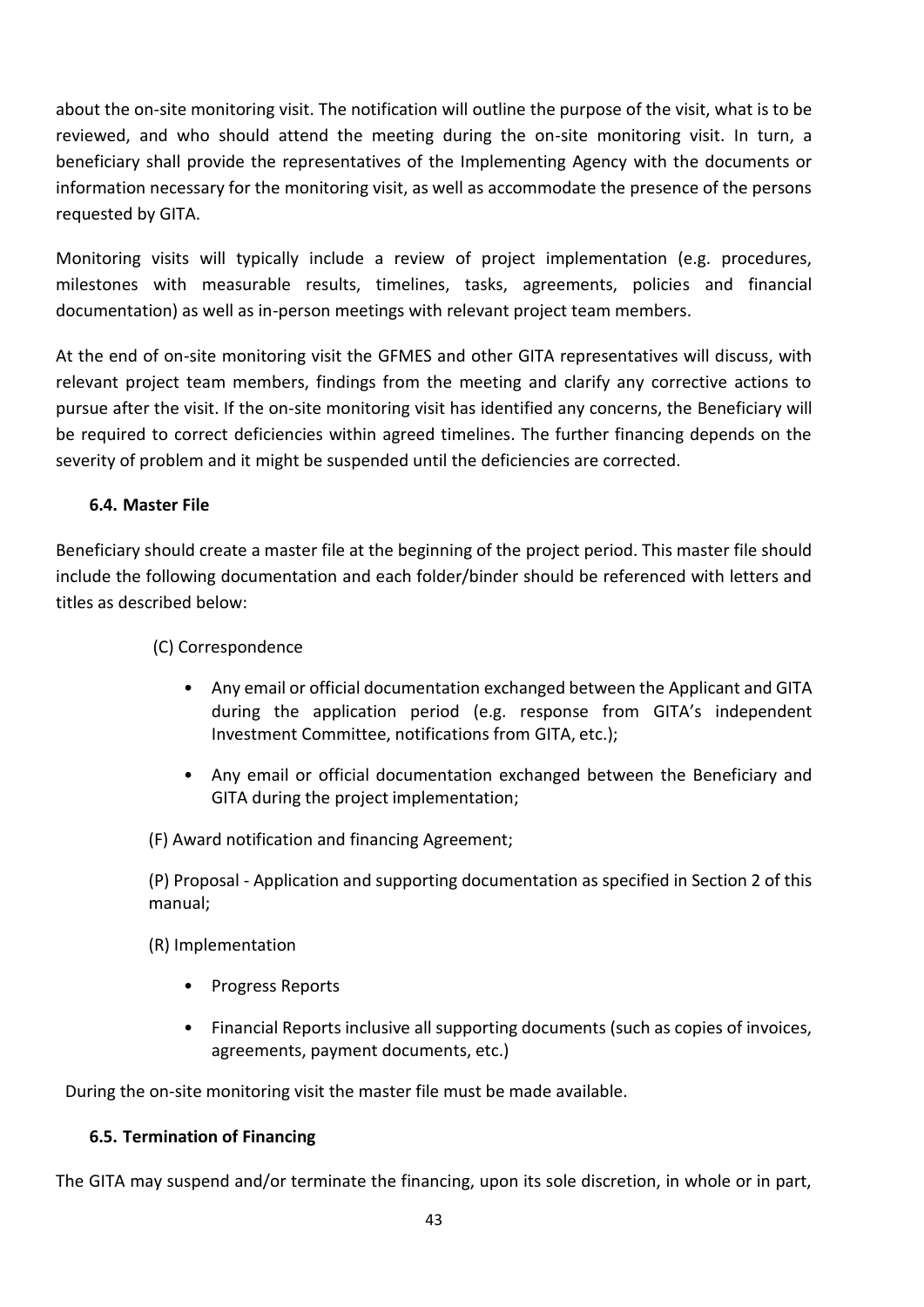about the on-site monitoring visit. The notification will outline the purpose of the visit, what is to be reviewed, and who should attend the meeting during the on-site monitoring visit. In turn, a beneficiary shall provide the representatives of the Implementing Agency with the documents or information necessary for the monitoring visit, as well as accommodate the presence of the persons requested by GITA.

Monitoring visits will typically include a review of project implementation (e.g. procedures, milestones with measurable results, timelines, tasks, agreements, policies and financial documentation) as well as in-person meetings with relevant project team members.

At the end of on-site monitoring visit the GFMES and other GITA representatives will discuss, with relevant project team members, findings from the meeting and clarify any corrective actions to pursue after the visit. If the on-site monitoring visit has identified any concerns, the Beneficiary will be required to correct deficiencies within agreed timelines. The further financing depends on the severity of problem and it might be suspended until the deficiencies are corrected.

### 6.4. Master File

Beneficiary should create a master file at the beginning of the project period. This master file should include the following documentation and each folder/binder should be referenced with letters and titles as described below:

(C) Correspondence

- Any email or official documentation exchanged between the Applicant and GITA during the application period (e.g. response from GITA's independent Investment Committee, notifications from GITA, etc.);
- Any email or official documentation exchanged between the Beneficiary and GITA during the project implementation;

(F) Award notification and financing Agreement;

(P) Proposal - Application and supporting documentation as specified in Section 2 of this manual;

(R) Implementation

- Progress Reports
- Financial Reports inclusive all supporting documents (such as copies of invoices, agreements, payment documents, etc.)

During the on-site monitoring visit the master file must be made available.

### 6.5. Termination of Financing

The GITA may suspend and/or terminate the financing, upon its sole discretion, in whole or in part,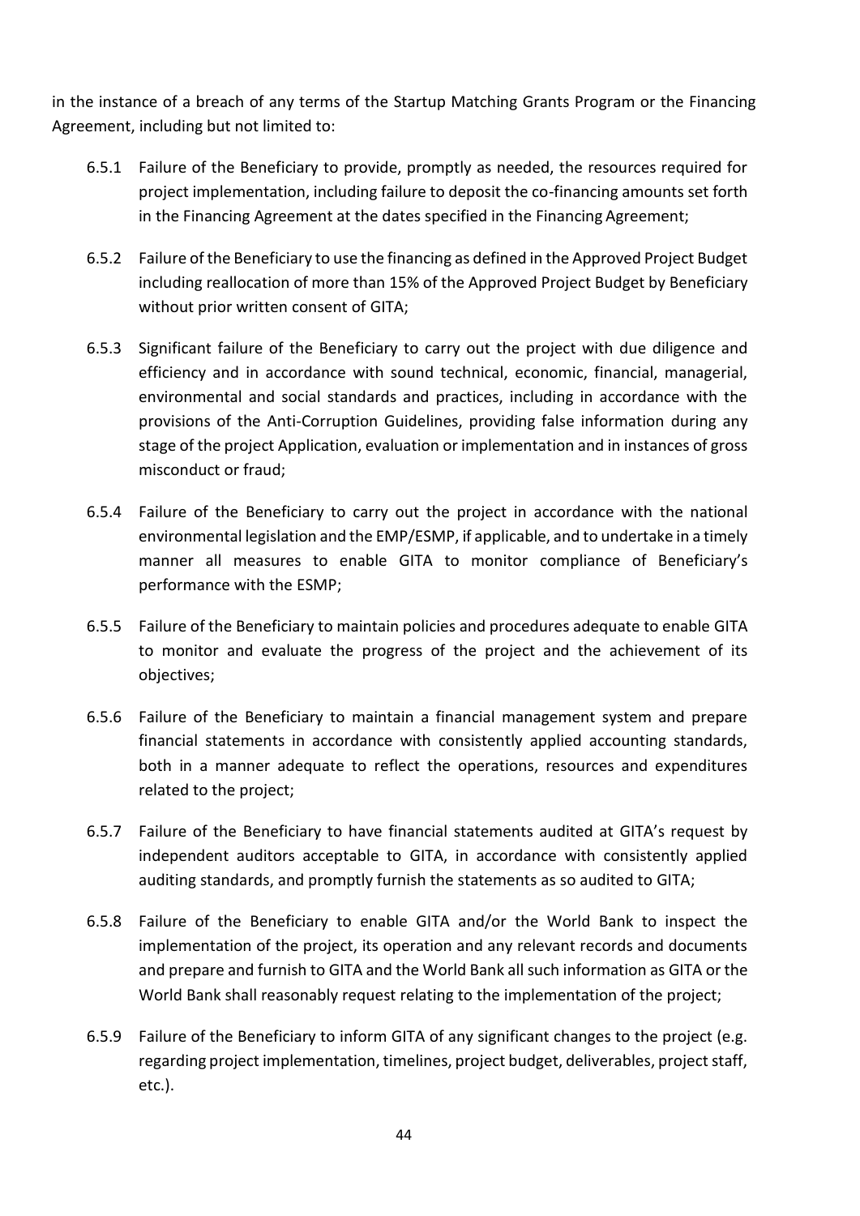in the instance of a breach of any terms of the Startup Matching Grants Program or the Financing Agreement, including but not limited to:

6.5.1 Failure of the Beneficiary to provide, promptly as needed, the resources required for project implementation, including failure to deposit the co-financing amounts set forth in the Financing Agreement at the dates specified in the Financing Agreement;

6.5.2 Failure of the Beneficiary to use the financing as defined in the Approved Project Budget including reallocation of more than 15% of the Approved Project Budget by Beneficiary without prior written consent of GITA;

6.5.3 Significant failure of the Beneficiary to carry out the project with due diligence and efficiency and in accordance with sound technical, economic, financial, managerial, environmental and social standards and practices, including in accordance with the provisions of the Anti-Corruption Guidelines, providing false information during any stage of the project Application, evaluation or implementation and in instances of gross misconduct or fraud;

6.5.4 Failure of the Beneficiary to carry out the project in accordance with the national environmental legislation and the EMP/ESMP, if applicable, and to undertake in a timely manner all measures to enable GITA to monitor compliance of Beneficiary's performance with the ESMP;

6.5.5 Failure of the Beneficiary to maintain policies and procedures adequate to enable GITA to monitor and evaluate the progress of the project and the achievement of its objectives;

6.5.6 Failure of the Beneficiary to maintain a financial management system and prepare financial statements in accordance with consistently applied accounting standards, both in a manner adequate to reflect the operations, resources and expenditures related to the project;

6.5.7 Failure of the Beneficiary to have financial statements audited at GITA's request by independent auditors acceptable to GITA, in accordance with consistently applied auditing standards, and promptly furnish the statements as so audited to GITA;

6.5.8 Failure of the Beneficiary to enable GITA and/or the World Bank to inspect the implementation of the project, its operation and any relevant records and documents and prepare and furnish to GITA and the World Bank all such information as GITA or the World Bank shall reasonably request relating to the implementation of the project;

6.5.9 Failure of the Beneficiary to inform GITA of any significant changes to the project (e.g. regarding project implementation, timelines, project budget, deliverables, project staff, etc.).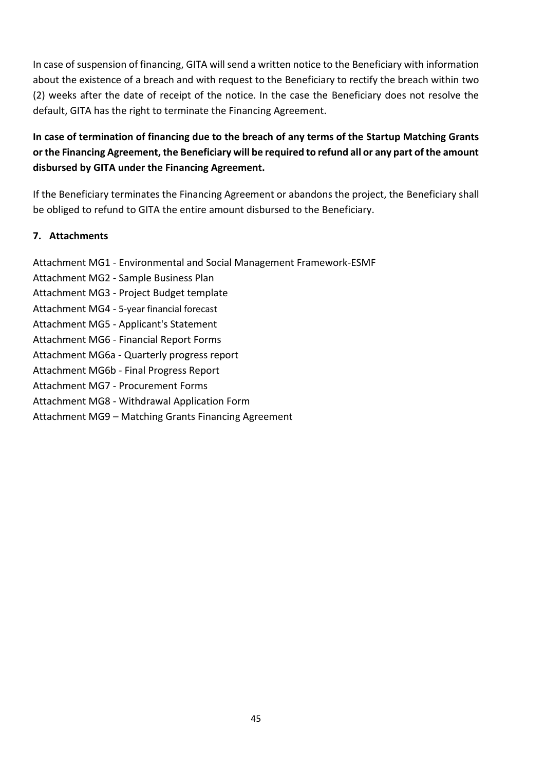In case of suspension of financing, GITA will send a written notice to the Beneficiary with information about the existence of a breach and with request to the Beneficiary to rectify the breach within two (2) weeks after the date of receipt of the notice. In the case the Beneficiary does not resolve the default, GITA has the right to terminate the Financing Agreement.

**In case of termination of financing due to the breach of any terms of the Startup Matching Grants or the Financing Agreement, the Beneficiary will be required to refund all or any part of the amount disbursed by GITA under the Financing Agreement.**

If the Beneficiary terminates the Financing Agreement or abandons the project, the Beneficiary shall be obliged to refund to GITA the entire amount disbursed to the Beneficiary.

## 7. Attachments

Attachment MG1 - Environmental and Social Management Framework-ESMF
Attachment MG2 - Sample Business Plan
Attachment MG3 - Project Budget template
Attachment MG4 - 5-year financial forecast
Attachment MG5 - Applicant's Statement
Attachment MG6 - Financial Report Forms
Attachment MG6a - Quarterly progress report
Attachment MG6b - Final Progress Report
Attachment MG7 - Procurement Forms
Attachment MG8 - Withdrawal Application Form
Attachment MG9 – Matching Grants Financing Agreement